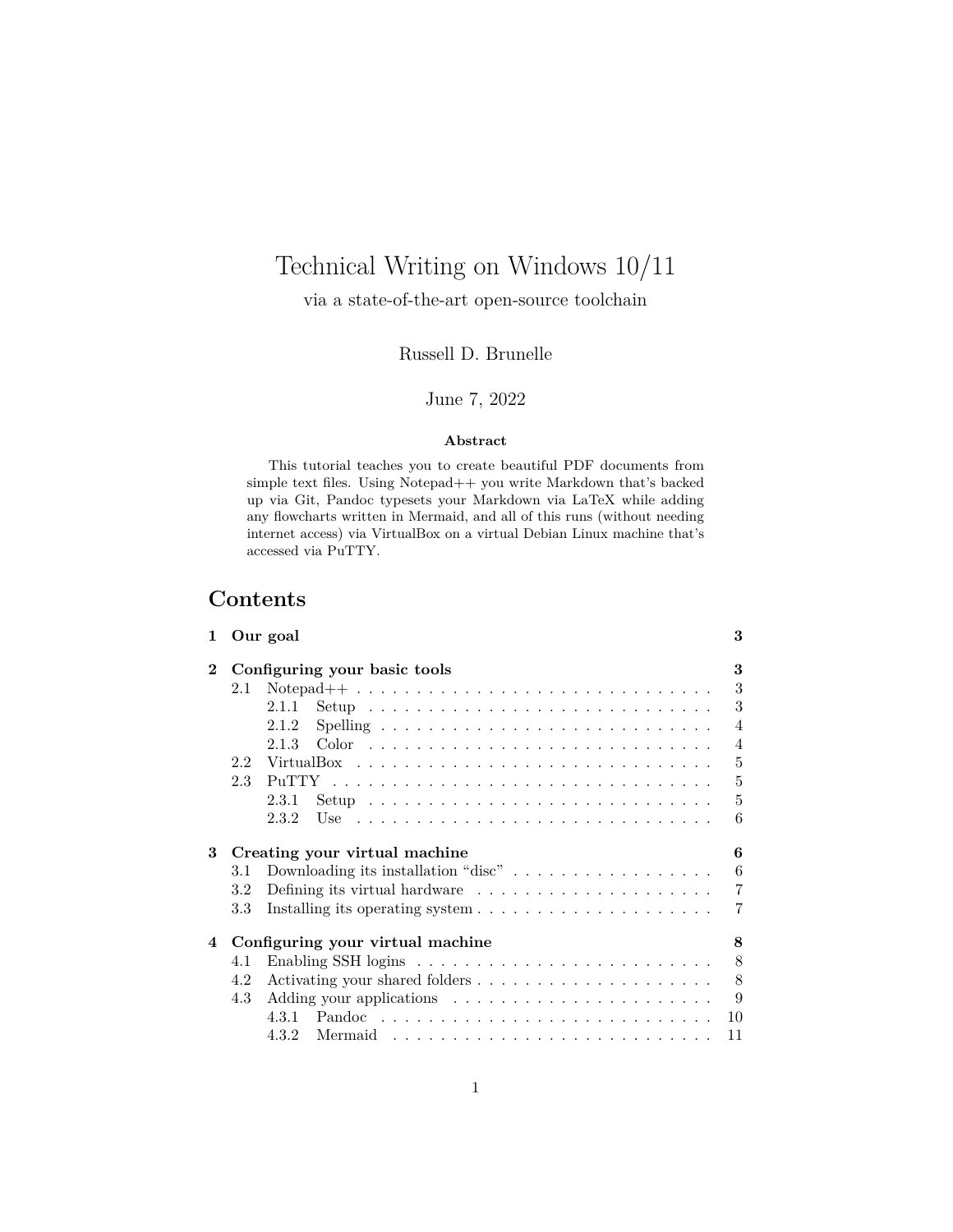# Technical Writing on Windows 10/11

via a state-of-the-art open-source toolchain

Russell D. Brunelle

June 7, 2022

**Abstract**

This tutorial teaches you to create beautiful PDF documents from simple text files. Using Notepad++ you write Markdown that's backed up via Git, Pandoc typesets your Markdown via LaTeX while adding any flowcharts written in Mermaid, and all of this runs (without needing internet access) via VirtualBox on a virtual Debian Linux machine that's accessed via PuTTY.

## Contents

**1 Our goal** — **3**

**2 Configuring your basic tools** — **3**

- 2.1 Notepad++ — 3
  - 2.1.1 Setup — 3
  - 2.1.2 Spelling — 4
  - 2.1.3 Color — 4
- 2.2 VirtualBox — 5
- 2.3 PuTTY — 5
  - 2.3.1 Setup — 5
  - 2.3.2 Use — 6

**3 Creating your virtual machine** — **6**

- 3.1 Downloading its installation "disc" — 6
- 3.2 Defining its virtual hardware — 7
- 3.3 Installing its operating system — 7

**4 Configuring your virtual machine** — **8**

- 4.1 Enabling SSH logins — 8
- 4.2 Activating your shared folders — 8
- 4.3 Adding your applications — 9
  - 4.3.1 Pandoc — 10
  - 4.3.2 Mermaid — 11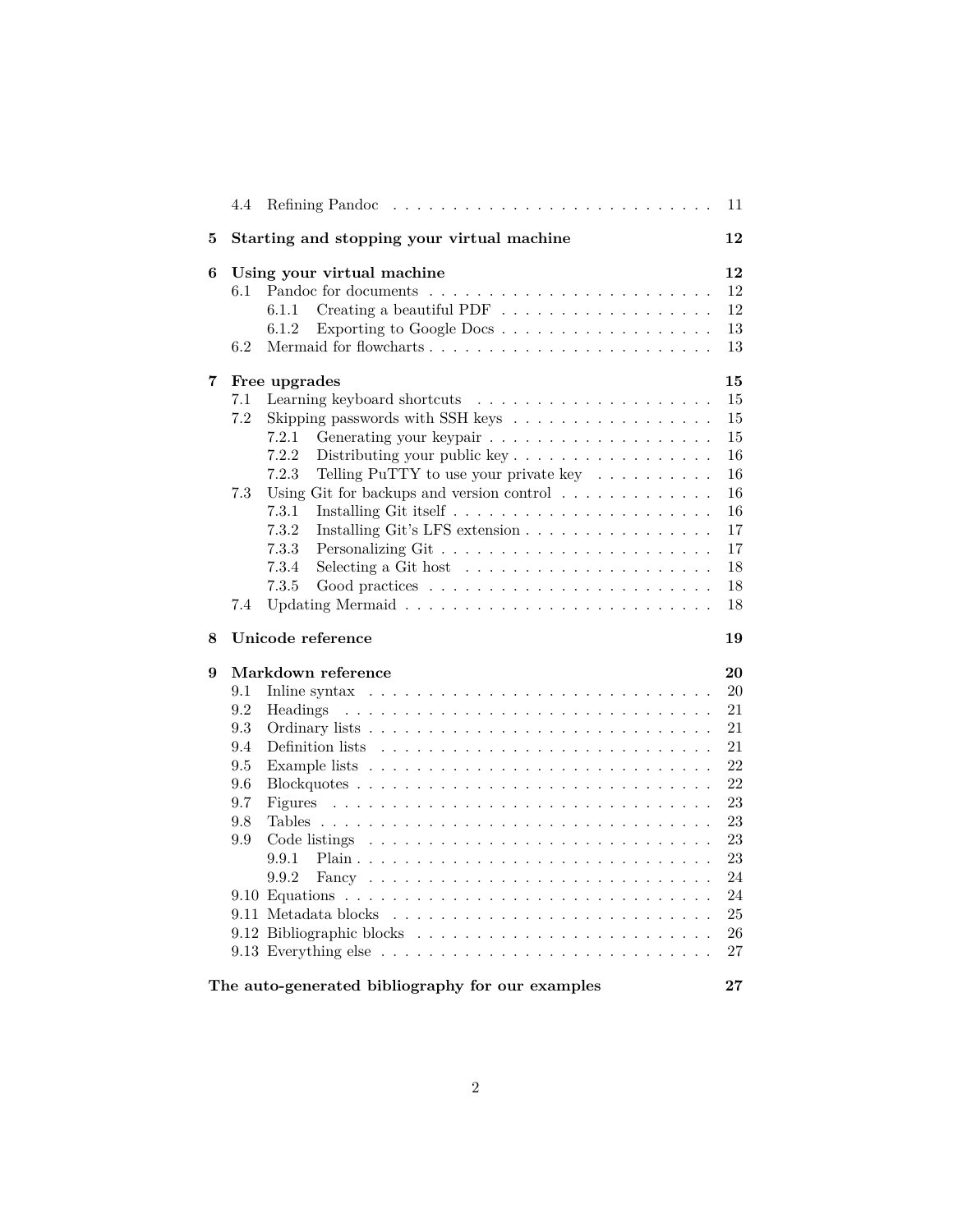4.4 Refining Pandoc . . . . . . . . . . 11

**5 Starting and stopping your virtual machine** **12**

**6 Using your virtual machine** **12**

- 6.1 Pandoc for documents . . . . . . . . . . 12
  - 6.1.1 Creating a beautiful PDF . . . . . . . . . . 12
  - 6.1.2 Exporting to Google Docs . . . . . . . . . . 13
- 6.2 Mermaid for flowcharts . . . . . . . . . . 13

**7 Free upgrades** **15**

- 7.1 Learning keyboard shortcuts . . . . . . . . . . 15
- 7.2 Skipping passwords with SSH keys . . . . . . . . . . 15
  - 7.2.1 Generating your keypair . . . . . . . . . . 15
  - 7.2.2 Distributing your public key . . . . . . . . . . 16
  - 7.2.3 Telling PuTTY to use your private key . . . . . . . . . . 16
- 7.3 Using Git for backups and version control . . . . . . . . . . 16
  - 7.3.1 Installing Git itself . . . . . . . . . . 16
  - 7.3.2 Installing Git's LFS extension . . . . . . . . . . 17
  - 7.3.3 Personalizing Git . . . . . . . . . . 17
  - 7.3.4 Selecting a Git host . . . . . . . . . . 18
  - 7.3.5 Good practices . . . . . . . . . . 18
- 7.4 Updating Mermaid . . . . . . . . . . 18

**8 Unicode reference** **19**

**9 Markdown reference** **20**

- 9.1 Inline syntax . . . . . . . . . . 20
- 9.2 Headings . . . . . . . . . . 21
- 9.3 Ordinary lists . . . . . . . . . . 21
- 9.4 Definition lists . . . . . . . . . . 21
- 9.5 Example lists . . . . . . . . . . 22
- 9.6 Blockquotes . . . . . . . . . . 22
- 9.7 Figures . . . . . . . . . . 23
- 9.8 Tables . . . . . . . . . . 23
- 9.9 Code listings . . . . . . . . . . 23
  - 9.9.1 Plain . . . . . . . . . . 23
  - 9.9.2 Fancy . . . . . . . . . . 24
- 9.10 Equations . . . . . . . . . . 24
- 9.11 Metadata blocks . . . . . . . . . . 25
- 9.12 Bibliographic blocks . . . . . . . . . . 26
- 9.13 Everything else . . . . . . . . . . 27

**The auto-generated bibliography for our examples** **27**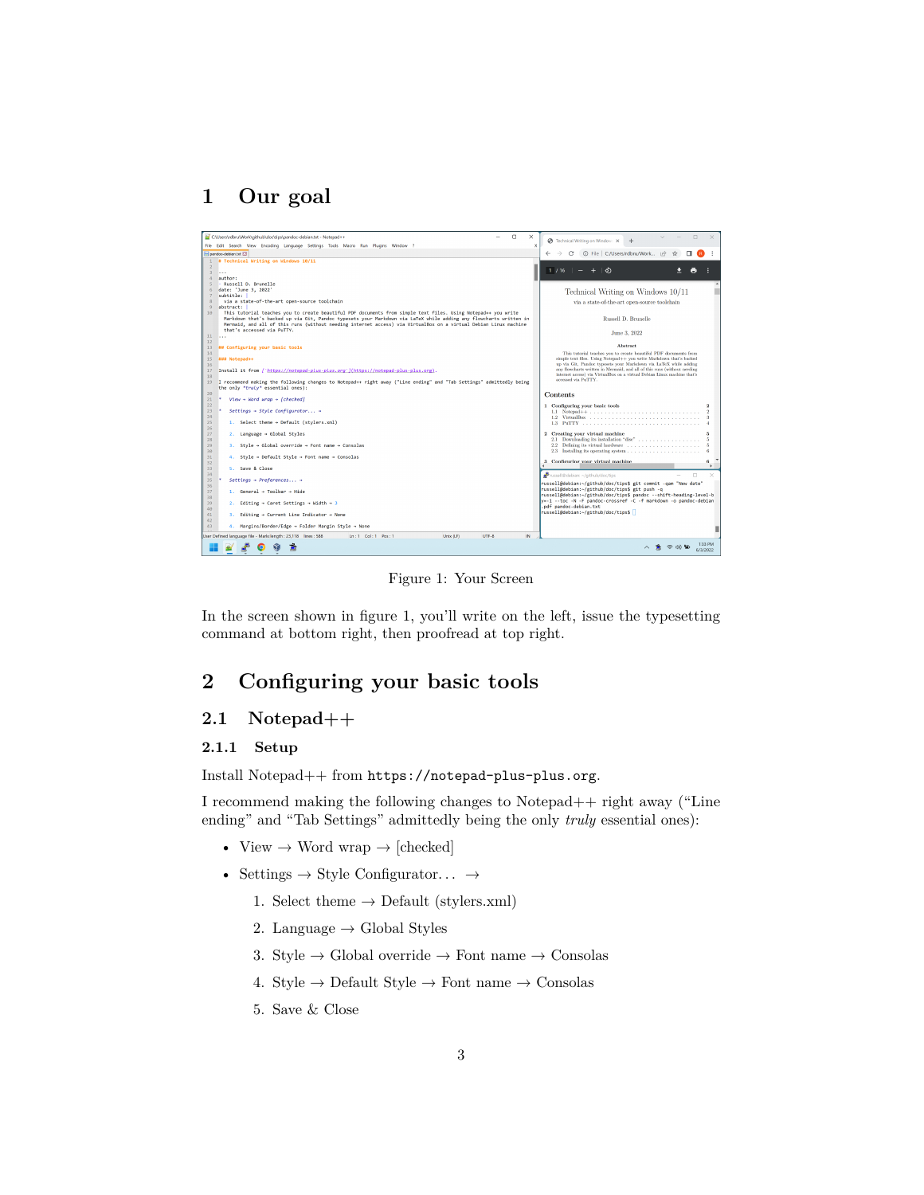# 1 Our goal

Figure 1: Your Screen

In the screen shown in figure 1, you'll write on the left, issue the typesetting command at bottom right, then proofread at top right.

# 2 Configuring your basic tools

## 2.1 Notepad++

### 2.1.1 Setup

Install Notepad++ from `https://notepad-plus-plus.org`.

I recommend making the following changes to Notepad++ right away ("Line ending" and "Tab Settings" admittedly being the only *truly* essential ones):

- View → Word wrap → [checked]
- Settings → Style Configurator… →
  1. Select theme → Default (stylers.xml)
  2. Language → Global Styles
  3. Style → Global override → Font name → Consolas
  4. Style → Default Style → Font name → Consolas
  5. Save & Close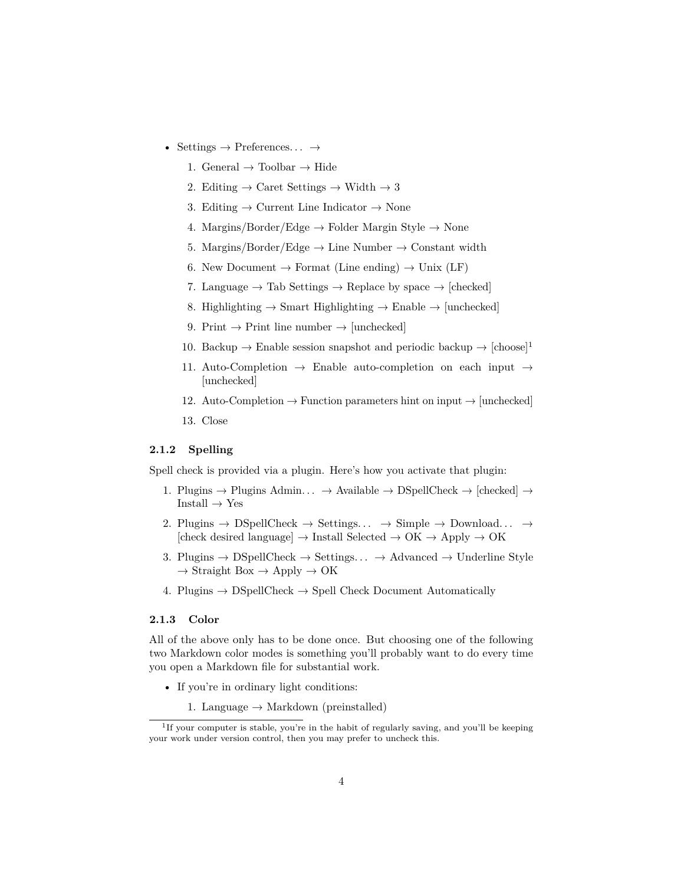- Settings → Preferences… →
    1. General → Toolbar → Hide
    2. Editing → Caret Settings → Width → 3
    3. Editing → Current Line Indicator → None
    4. Margins/Border/Edge → Folder Margin Style → None
    5. Margins/Border/Edge → Line Number → Constant width
    6. New Document → Format (Line ending) → Unix (LF)
    7. Language → Tab Settings → Replace by space → [checked]
    8. Highlighting → Smart Highlighting → Enable → [unchecked]
    9. Print → Print line number → [unchecked]
    10. Backup → Enable session snapshot and periodic backup → [choose][1]
    11. Auto-Completion → Enable auto-completion on each input → [unchecked]
    12. Auto-Completion → Function parameters hint on input → [unchecked]
    13. Close

### 2.1.2 Spelling

Spell check is provided via a plugin. Here's how you activate that plugin:

1. Plugins → Plugins Admin… → Available → DSpellCheck → [checked] → Install → Yes
2. Plugins → DSpellCheck → Settings… → Simple → Download… → [check desired language] → Install Selected → OK → Apply → OK
3. Plugins → DSpellCheck → Settings… → Advanced → Underline Style → Straight Box → Apply → OK
4. Plugins → DSpellCheck → Spell Check Document Automatically

### 2.1.3 Color

All of the above only has to be done once. But choosing one of the following two Markdown color modes is something you'll probably want to do every time you open a Markdown file for substantial work.

- If you're in ordinary light conditions:
    1. Language → Markdown (preinstalled)

[1] If your computer is stable, you're in the habit of regularly saving, and you'll be keeping your work under version control, then you may prefer to uncheck this.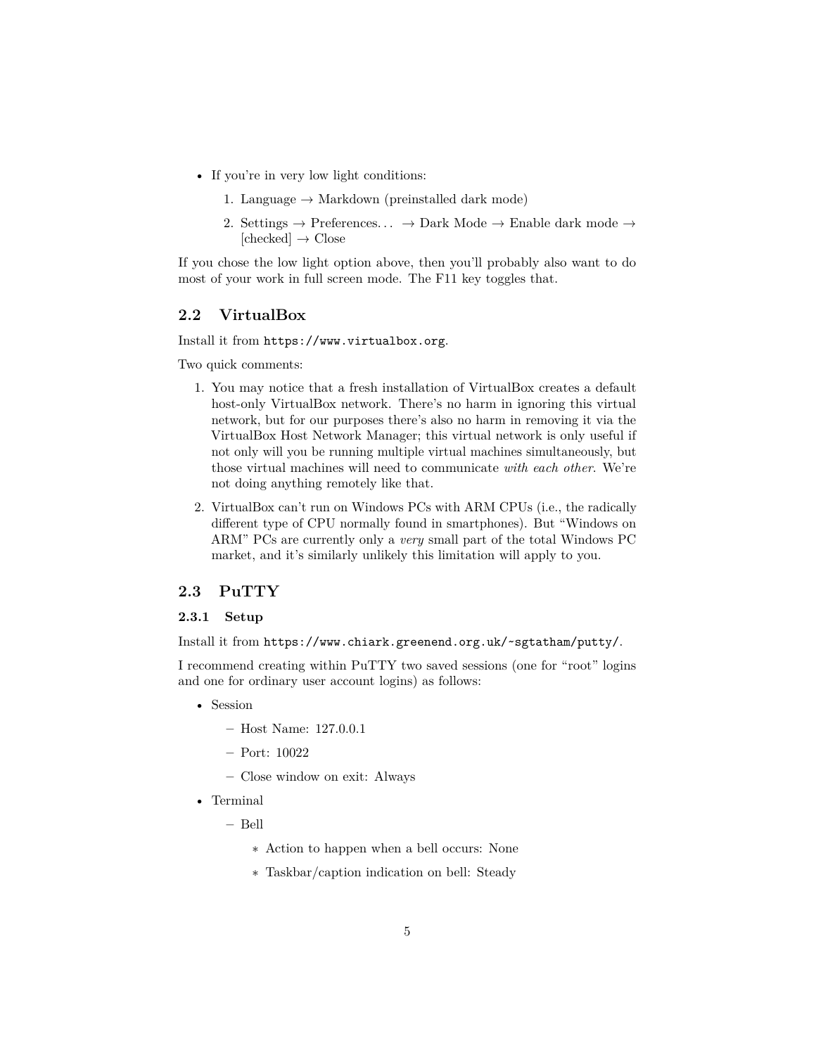- If you're in very low light conditions:
  1. Language → Markdown (preinstalled dark mode)
  2. Settings → Preferences... → Dark Mode → Enable dark mode → [checked] → Close

If you chose the low light option above, then you'll probably also want to do most of your work in full screen mode. The F11 key toggles that.

## 2.2 VirtualBox

Install it from `https://www.virtualbox.org`.

Two quick comments:

1. You may notice that a fresh installation of VirtualBox creates a default host-only VirtualBox network. There's no harm in ignoring this virtual network, but for our purposes there's also no harm in removing it via the VirtualBox Host Network Manager; this virtual network is only useful if not only will you be running multiple virtual machines simultaneously, but those virtual machines will need to communicate *with each other*. We're not doing anything remotely like that.
2. VirtualBox can't run on Windows PCs with ARM CPUs (i.e., the radically different type of CPU normally found in smartphones). But "Windows on ARM" PCs are currently only a *very* small part of the total Windows PC market, and it's similarly unlikely this limitation will apply to you.

## 2.3 PuTTY

### 2.3.1 Setup

Install it from `https://www.chiark.greenend.org.uk/~sgtatham/putty/`.

I recommend creating within PuTTY two saved sessions (one for "root" logins and one for ordinary user account logins) as follows:

- Session
  - Host Name: 127.0.0.1
  - Port: 10022
  - Close window on exit: Always
- Terminal
  - Bell
    - Action to happen when a bell occurs: None
    - Taskbar/caption indication on bell: Steady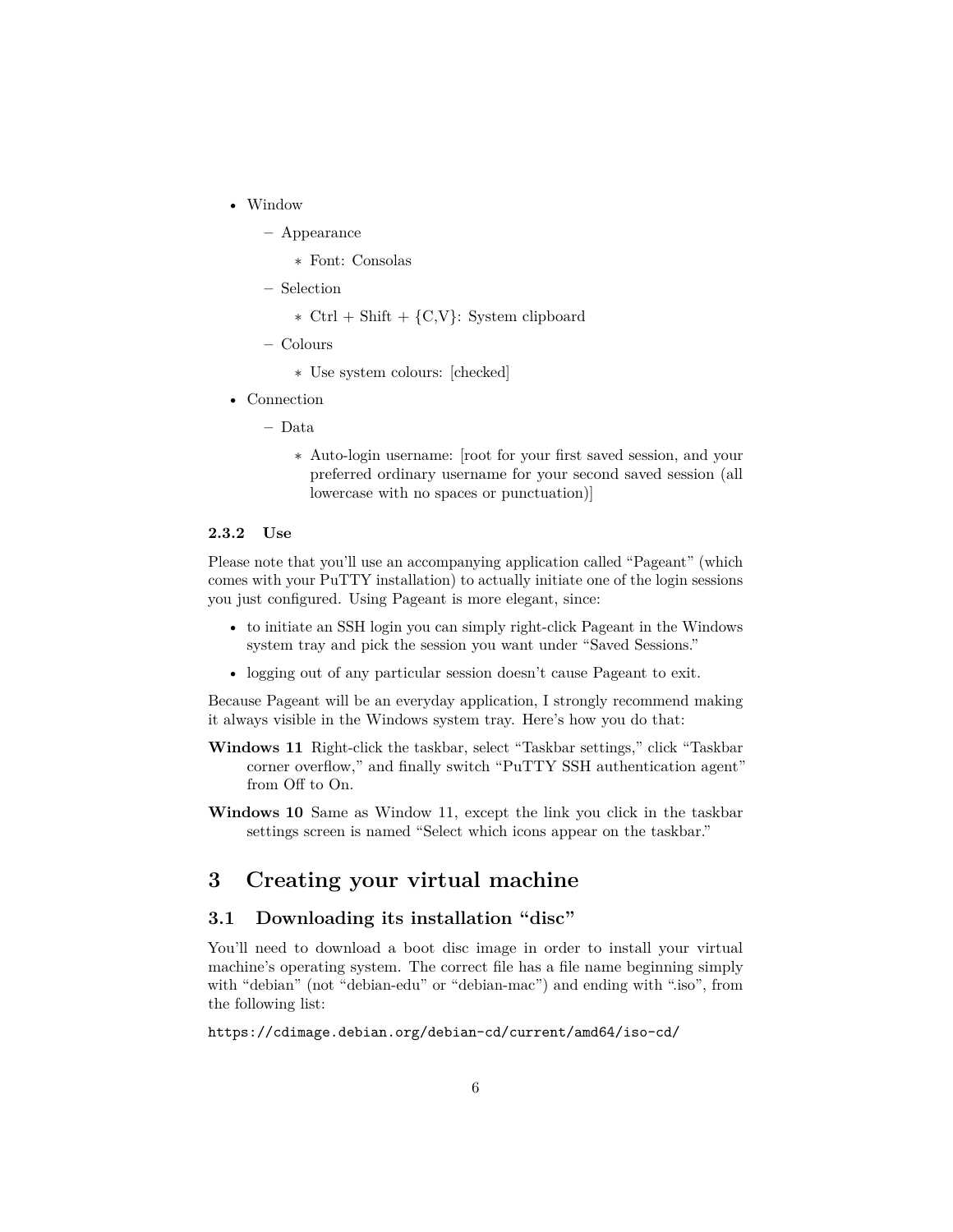- Window
  - Appearance
    - Font: Consolas
  - Selection
    - Ctrl + Shift + {C,V}: System clipboard
  - Colours
    - Use system colours: [checked]
- Connection
  - Data
    - Auto-login username: [root for your first saved session, and your preferred ordinary username for your second saved session (all lowercase with no spaces or punctuation)]

#### 2.3.2 Use

Please note that you'll use an accompanying application called "Pageant" (which comes with your PuTTY installation) to actually initiate one of the login sessions you just configured. Using Pageant is more elegant, since:

- to initiate an SSH login you can simply right-click Pageant in the Windows system tray and pick the session you want under "Saved Sessions."
- logging out of any particular session doesn't cause Pageant to exit.

Because Pageant will be an everyday application, I strongly recommend making it always visible in the Windows system tray. Here's how you do that:

**Windows 11** Right-click the taskbar, select "Taskbar settings," click "Taskbar corner overflow," and finally switch "PuTTY SSH authentication agent" from Off to On.

**Windows 10** Same as Window 11, except the link you click in the taskbar settings screen is named "Select which icons appear on the taskbar."

## 3 Creating your virtual machine

### 3.1 Downloading its installation "disc"

You'll need to download a boot disc image in order to install your virtual machine's operating system. The correct file has a file name beginning simply with "debian" (not "debian-edu" or "debian-mac") and ending with ".iso", from the following list:

`https://cdimage.debian.org/debian-cd/current/amd64/iso-cd/`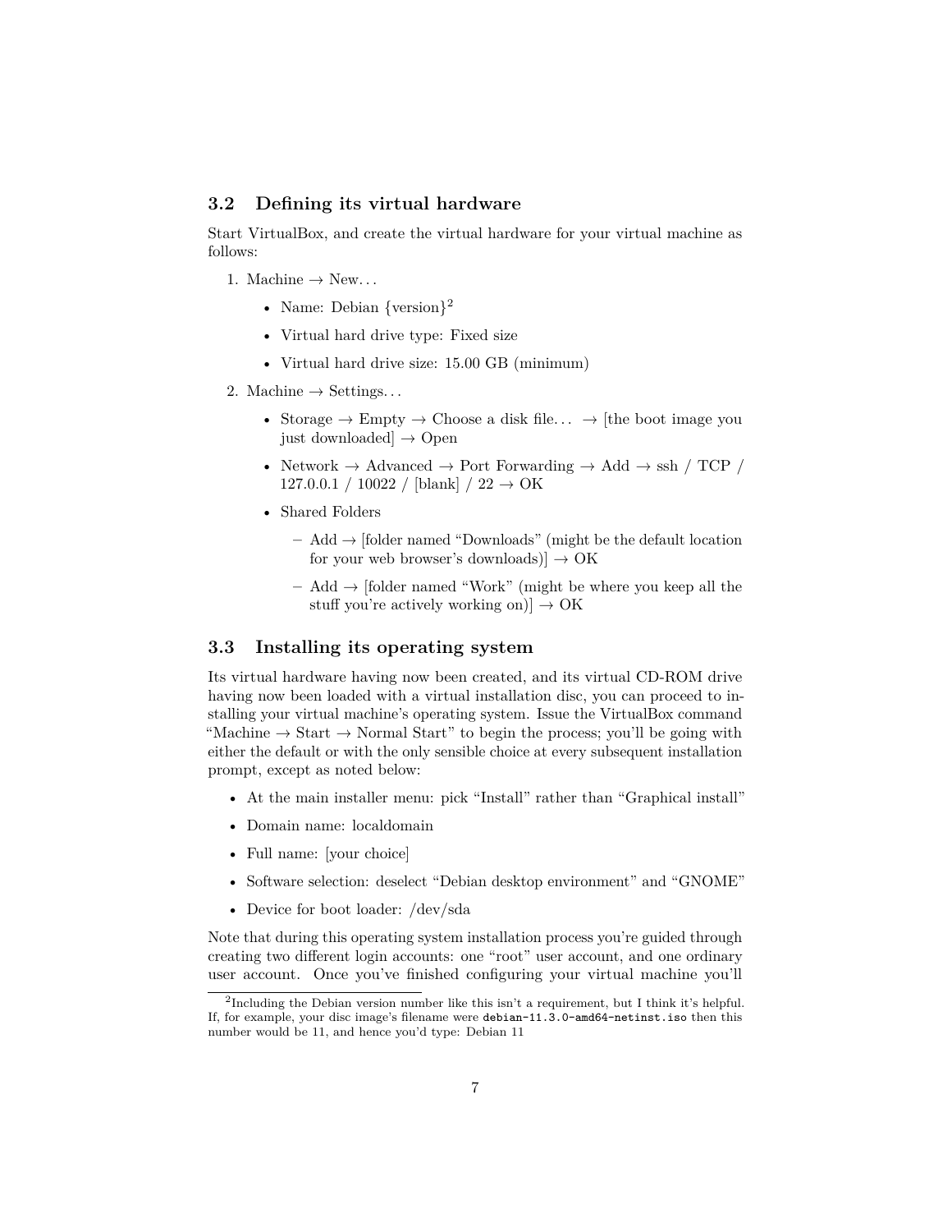## 3.2 Defining its virtual hardware

Start VirtualBox, and create the virtual hardware for your virtual machine as follows:

1. Machine → New...
   - Name: Debian {version}[2]
   - Virtual hard drive type: Fixed size
   - Virtual hard drive size: 15.00 GB (minimum)
2. Machine → Settings...
   - Storage → Empty → Choose a disk file... → [the boot image you just downloaded] → Open
   - Network → Advanced → Port Forwarding → Add → ssh / TCP / 127.0.0.1 / 10022 / [blank] / 22 → OK
   - Shared Folders
     - Add → [folder named "Downloads" (might be the default location for your web browser's downloads)] → OK
     - Add → [folder named "Work" (might be where you keep all the stuff you're actively working on)] → OK

## 3.3 Installing its operating system

Its virtual hardware having now been created, and its virtual CD-ROM drive having now been loaded with a virtual installation disc, you can proceed to installing your virtual machine's operating system. Issue the VirtualBox command "Machine → Start → Normal Start" to begin the process; you'll be going with either the default or with the only sensible choice at every subsequent installation prompt, except as noted below:

- At the main installer menu: pick "Install" rather than "Graphical install"
- Domain name: localdomain
- Full name: [your choice]
- Software selection: deselect "Debian desktop environment" and "GNOME"
- Device for boot loader: /dev/sda

Note that during this operating system installation process you're guided through creating two different login accounts: one "root" user account, and one ordinary user account. Once you've finished configuring your virtual machine you'll

[2] Including the Debian version number like this isn't a requirement, but I think it's helpful. If, for example, your disc image's filename were `debian-11.3.0-amd64-netinst.iso` then this number would be 11, and hence you'd type: Debian 11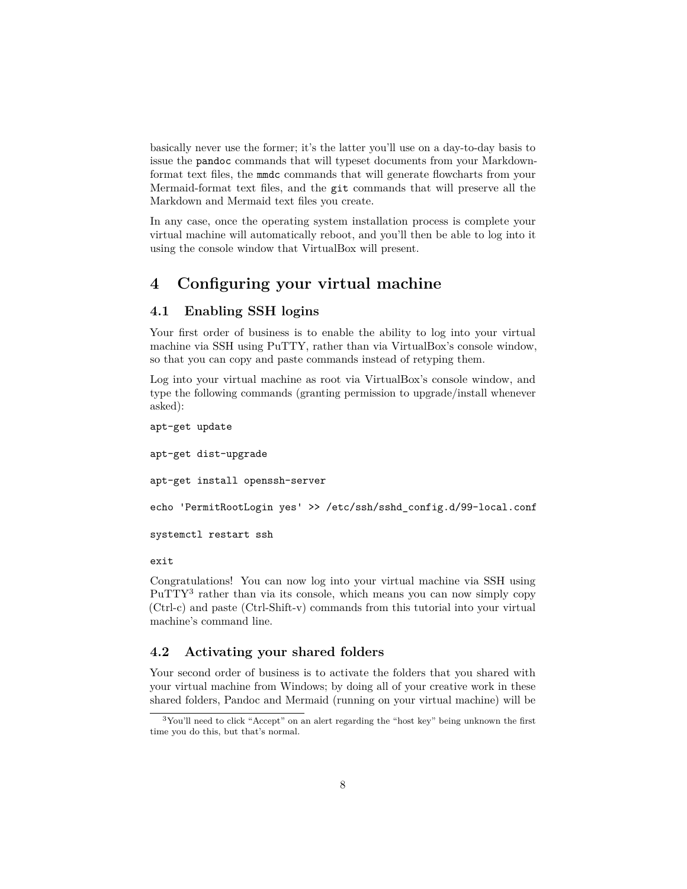basically never use the former; it's the latter you'll use on a day-to-day basis to issue the `pandoc` commands that will typeset documents from your Markdown-format text files, the `mmdc` commands that will generate flowcharts from your Mermaid-format text files, and the `git` commands that will preserve all the Markdown and Mermaid text files you create.

In any case, once the operating system installation process is complete your virtual machine will automatically reboot, and you'll then be able to log into it using the console window that VirtualBox will present.

# 4 Configuring your virtual machine

## 4.1 Enabling SSH logins

Your first order of business is to enable the ability to log into your virtual machine via SSH using PuTTY, rather than via VirtualBox's console window, so that you can copy and paste commands instead of retyping them.

Log into your virtual machine as root via VirtualBox's console window, and type the following commands (granting permission to upgrade/install whenever asked):

```
apt-get update
```

```
apt-get dist-upgrade
```

```
apt-get install openssh-server
```

```
echo 'PermitRootLogin yes' >> /etc/ssh/sshd_config.d/99-local.conf
```

```
systemctl restart ssh
```

```
exit
```

Congratulations! You can now log into your virtual machine via SSH using PuTTY[3] rather than via its console, which means you can now simply copy (Ctrl-c) and paste (Ctrl-Shift-v) commands from this tutorial into your virtual machine's command line.

## 4.2 Activating your shared folders

Your second order of business is to activate the folders that you shared with your virtual machine from Windows; by doing all of your creative work in these shared folders, Pandoc and Mermaid (running on your virtual machine) will be

[3] You'll need to click "Accept" on an alert regarding the "host key" being unknown the first time you do this, but that's normal.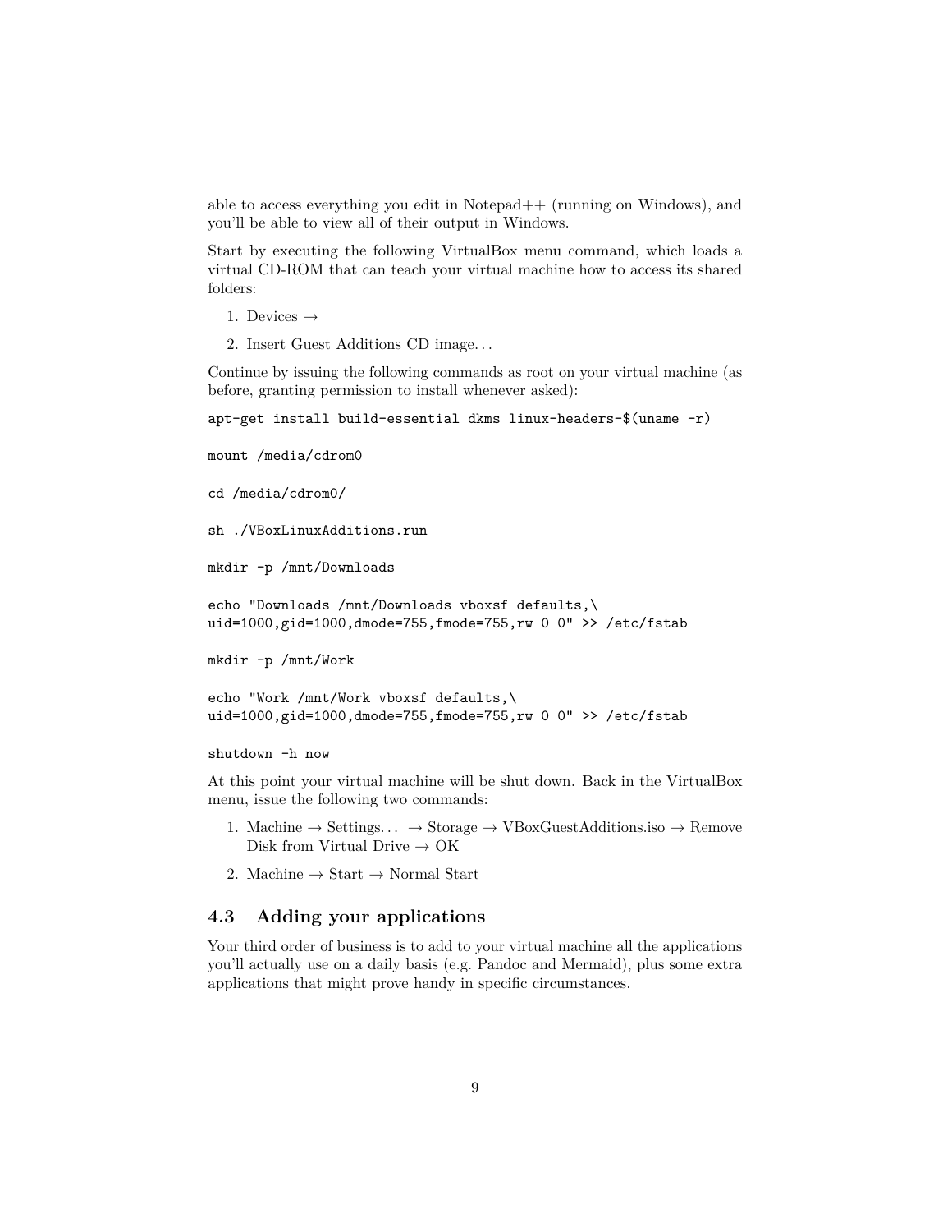able to access everything you edit in Notepad++ (running on Windows), and you'll be able to view all of their output in Windows.

Start by executing the following VirtualBox menu command, which loads a virtual CD-ROM that can teach your virtual machine how to access its shared folders:

1. Devices →
2. Insert Guest Additions CD image…

Continue by issuing the following commands as root on your virtual machine (as before, granting permission to install whenever asked):

```
apt-get install build-essential dkms linux-headers-$(uname -r)

mount /media/cdrom0

cd /media/cdrom0/

sh ./VBoxLinuxAdditions.run

mkdir -p /mnt/Downloads

echo "Downloads /mnt/Downloads vboxsf defaults,\
uid=1000,gid=1000,dmode=755,fmode=755,rw 0 0" >> /etc/fstab

mkdir -p /mnt/Work

echo "Work /mnt/Work vboxsf defaults,\
uid=1000,gid=1000,dmode=755,fmode=755,rw 0 0" >> /etc/fstab

shutdown -h now
```

At this point your virtual machine will be shut down. Back in the VirtualBox menu, issue the following two commands:

1. Machine → Settings… → Storage → VBoxGuestAdditions.iso → Remove Disk from Virtual Drive → OK
2. Machine → Start → Normal Start

### 4.3 Adding your applications

Your third order of business is to add to your virtual machine all the applications you'll actually use on a daily basis (e.g. Pandoc and Mermaid), plus some extra applications that might prove handy in specific circumstances.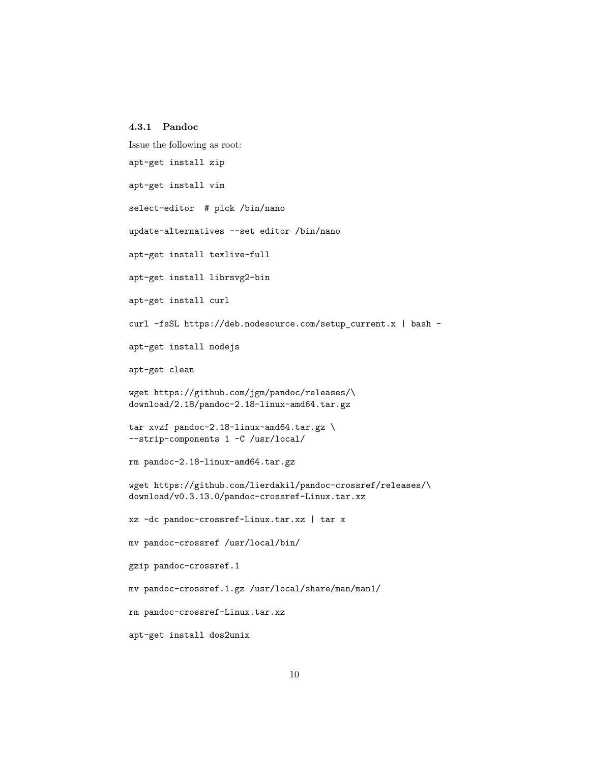### 4.3.1 Pandoc

Issue the following as root:

```
apt-get install zip

apt-get install vim

select-editor  # pick /bin/nano

update-alternatives --set editor /bin/nano

apt-get install texlive-full

apt-get install librsvg2-bin

apt-get install curl

curl -fsSL https://deb.nodesource.com/setup_current.x | bash -

apt-get install nodejs

apt-get clean

wget https://github.com/jgm/pandoc/releases/\
download/2.18/pandoc-2.18-linux-amd64.tar.gz

tar xvzf pandoc-2.18-linux-amd64.tar.gz \
--strip-components 1 -C /usr/local/

rm pandoc-2.18-linux-amd64.tar.gz

wget https://github.com/lierdakil/pandoc-crossref/releases/\
download/v0.3.13.0/pandoc-crossref-Linux.tar.xz

xz -dc pandoc-crossref-Linux.tar.xz | tar x

mv pandoc-crossref /usr/local/bin/

gzip pandoc-crossref.1

mv pandoc-crossref.1.gz /usr/local/share/man/man1/

rm pandoc-crossref-Linux.tar.xz

apt-get install dos2unix
```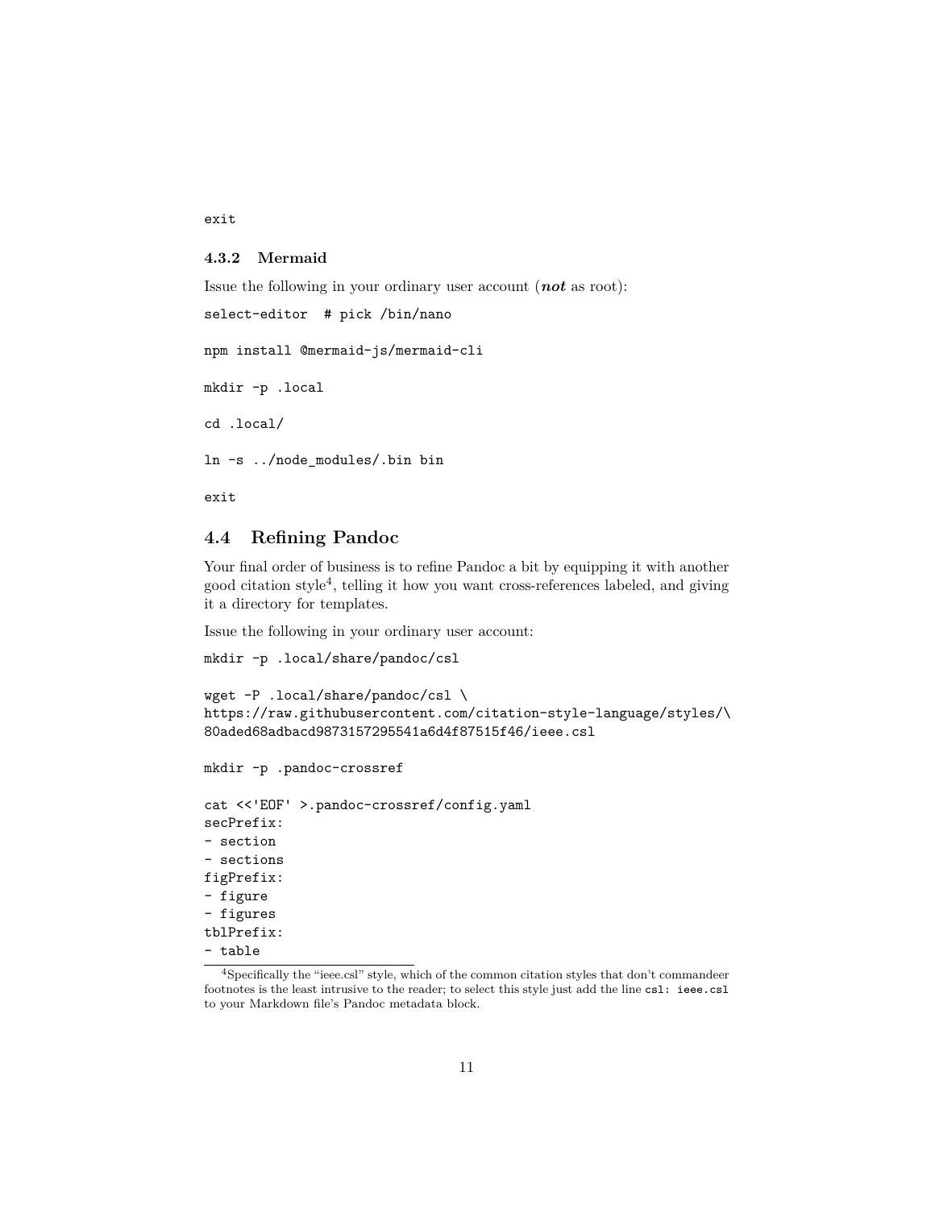```
exit
```

### 4.3.2 Mermaid

Issue the following in your ordinary user account (***not*** as root):

```
select-editor  # pick /bin/nano

npm install @mermaid-js/mermaid-cli

mkdir -p .local

cd .local/

ln -s ../node_modules/.bin bin

exit
```

## 4.4 Refining Pandoc

Your final order of business is to refine Pandoc a bit by equipping it with another good citation style[4], telling it how you want cross-references labeled, and giving it a directory for templates.

Issue the following in your ordinary user account:

```
mkdir -p .local/share/pandoc/csl

wget -P .local/share/pandoc/csl \
https://raw.githubusercontent.com/citation-style-language/styles/\
80aded68adbacd9873157295541a6d4f87515f46/ieee.csl

mkdir -p .pandoc-crossref

cat <<'EOF' >.pandoc-crossref/config.yaml
secPrefix:
- section
- sections
figPrefix:
- figure
- figures
tblPrefix:
- table
```

[4]Specifically the "ieee.csl" style, which of the common citation styles that don't commandeer footnotes is the least intrusive to the reader; to select this style just add the line `csl: ieee.csl` to your Markdown file's Pandoc metadata block.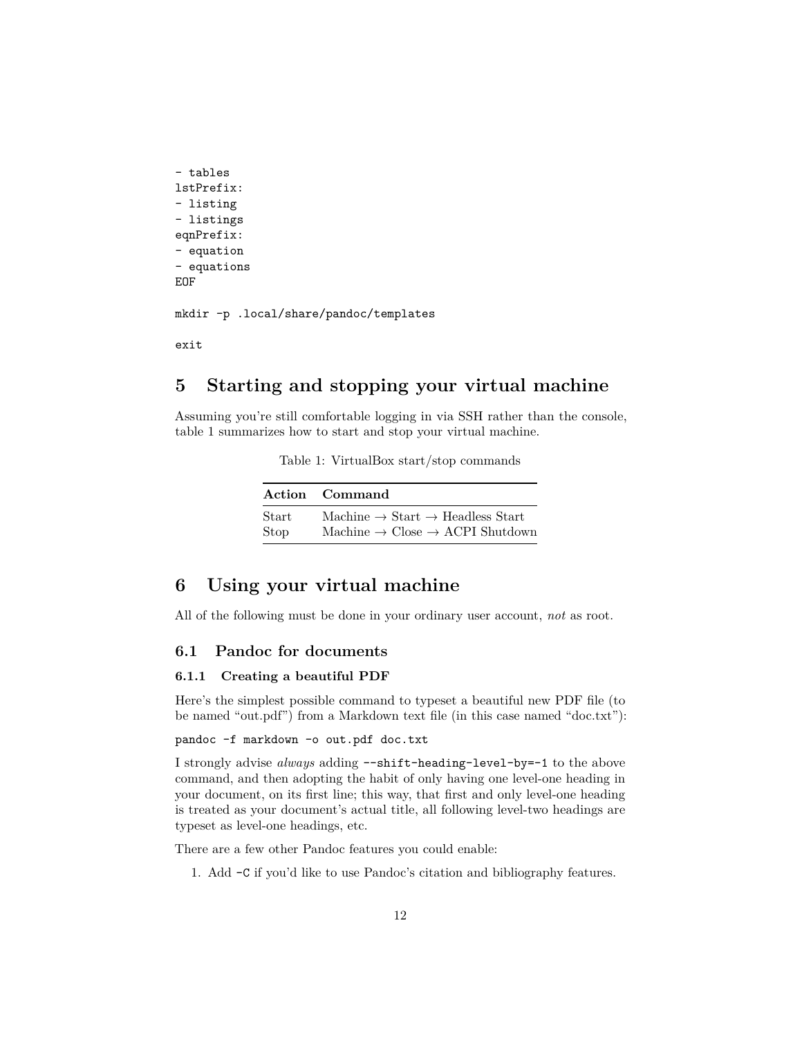```
- tables
lstPrefix:
- listing
- listings
eqnPrefix:
- equation
- equations
EOF

mkdir -p .local/share/pandoc/templates

exit
```

# 5 Starting and stopping your virtual machine

Assuming you're still comfortable logging in via SSH rather than the console, table 1 summarizes how to start and stop your virtual machine.

Table 1: VirtualBox start/stop commands

| Action | Command |
|---|---|
| Start | Machine → Start → Headless Start |
| Stop | Machine → Close → ACPI Shutdown |

# 6 Using your virtual machine

All of the following must be done in your ordinary user account, *not* as root.

## 6.1 Pandoc for documents

### 6.1.1 Creating a beautiful PDF

Here's the simplest possible command to typeset a beautiful new PDF file (to be named "out.pdf") from a Markdown text file (in this case named "doc.txt"):

```
pandoc -f markdown -o out.pdf doc.txt
```

I strongly advise *always* adding `--shift-heading-level-by=-1` to the above command, and then adopting the habit of only having one level-one heading in your document, on its first line; this way, that first and only level-one heading is treated as your document's actual title, all following level-two headings are typeset as level-one headings, etc.

There are a few other Pandoc features you could enable:

1. Add `-C` if you'd like to use Pandoc's citation and bibliography features.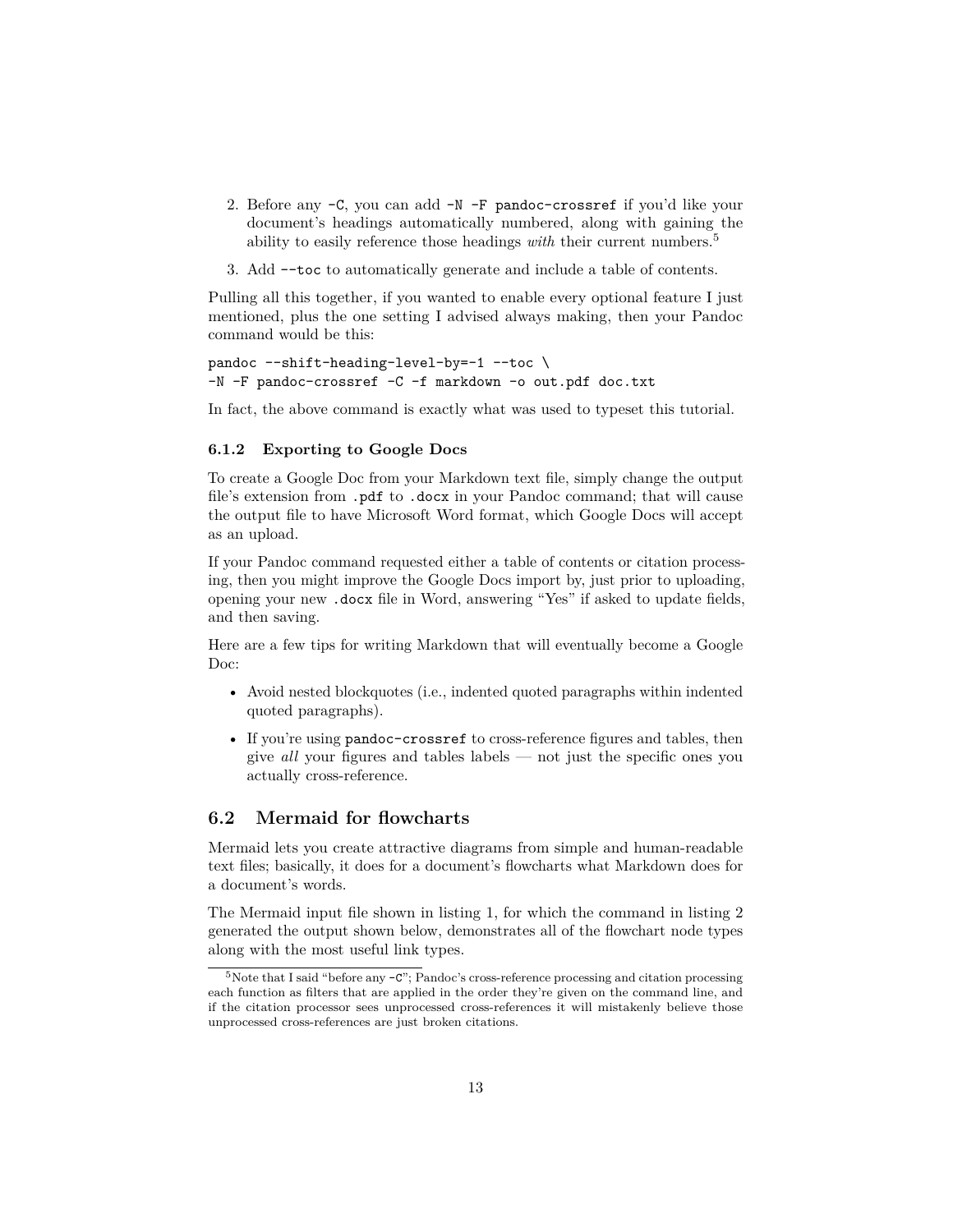2. Before any `-C`, you can add `-N -F pandoc-crossref` if you'd like your document's headings automatically numbered, along with gaining the ability to easily reference those headings *with* their current numbers.[5]

3. Add `--toc` to automatically generate and include a table of contents.

Pulling all this together, if you wanted to enable every optional feature I just mentioned, plus the one setting I advised always making, then your Pandoc command would be this:

```
pandoc --shift-heading-level-by=-1 --toc \
-N -F pandoc-crossref -C -f markdown -o out.pdf doc.txt
```

In fact, the above command is exactly what was used to typeset this tutorial.

### 6.1.2 Exporting to Google Docs

To create a Google Doc from your Markdown text file, simply change the output file's extension from `.pdf` to `.docx` in your Pandoc command; that will cause the output file to have Microsoft Word format, which Google Docs will accept as an upload.

If your Pandoc command requested either a table of contents or citation processing, then you might improve the Google Docs import by, just prior to uploading, opening your new `.docx` file in Word, answering "Yes" if asked to update fields, and then saving.

Here are a few tips for writing Markdown that will eventually become a Google Doc:

- Avoid nested blockquotes (i.e., indented quoted paragraphs within indented quoted paragraphs).
- If you're using `pandoc-crossref` to cross-reference figures and tables, then give *all* your figures and tables labels — not just the specific ones you actually cross-reference.

## 6.2 Mermaid for flowcharts

Mermaid lets you create attractive diagrams from simple and human-readable text files; basically, it does for a document's flowcharts what Markdown does for a document's words.

The Mermaid input file shown in listing 1, for which the command in listing 2 generated the output shown below, demonstrates all of the flowchart node types along with the most useful link types.

[5] Note that I said "before any `-C`"; Pandoc's cross-reference processing and citation processing each function as filters that are applied in the order they're given on the command line, and if the citation processor sees unprocessed cross-references it will mistakenly believe those unprocessed cross-references are just broken citations.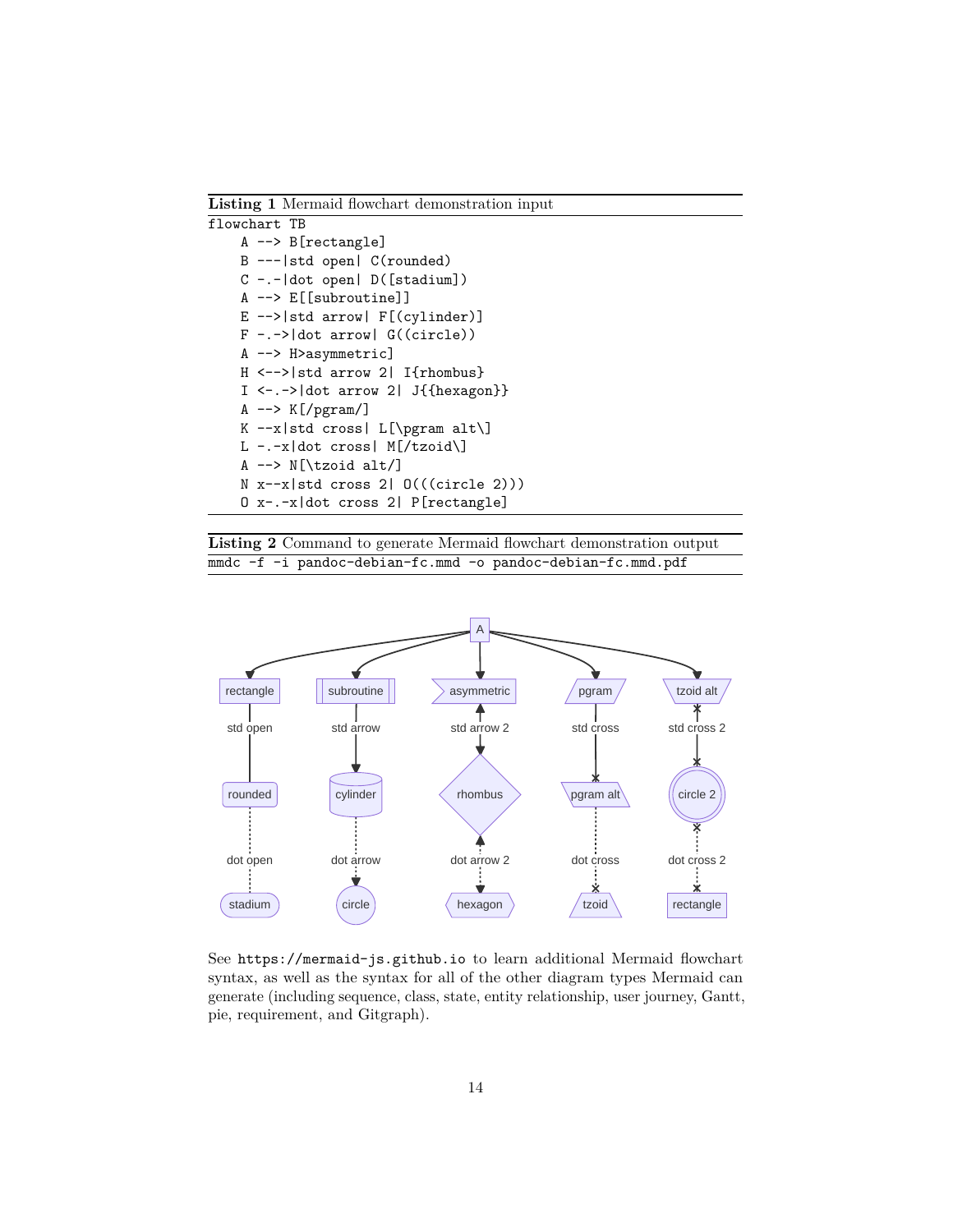**Listing 1** Mermaid flowchart demonstration input

```
flowchart TB
    A --> B[rectangle]
    B ---|std open| C(rounded)
    C -.-|dot open| D([stadium])
    A --> E[[subroutine]]
    E -->|std arrow| F[(cylinder)]
    F -.->|dot arrow| G((circle))
    A --> H>asymmetric]
    H <-->|std arrow 2| I{rhombus}
    I <-.->|dot arrow 2| J{{hexagon}}
    A --> K[/pgram/]
    K --x|std cross| L[\pgram alt\]
    L -.-x|dot cross| M[/tzoid\]
    A --> N[\tzoid alt/]
    N x--x|std cross 2| O(((circle 2)))
    O x-.-x|dot cross 2| P[rectangle]
```

**Listing 2** Command to generate Mermaid flowchart demonstration output

```
mmdc -f -i pandoc-debian-fc.mmd -o pandoc-debian-fc.mmd.pdf
```

See https://mermaid-js.github.io to learn additional Mermaid flowchart syntax, as well as the syntax for all of the other diagram types Mermaid can generate (including sequence, class, state, entity relationship, user journey, Gantt, pie, requirement, and Gitgraph).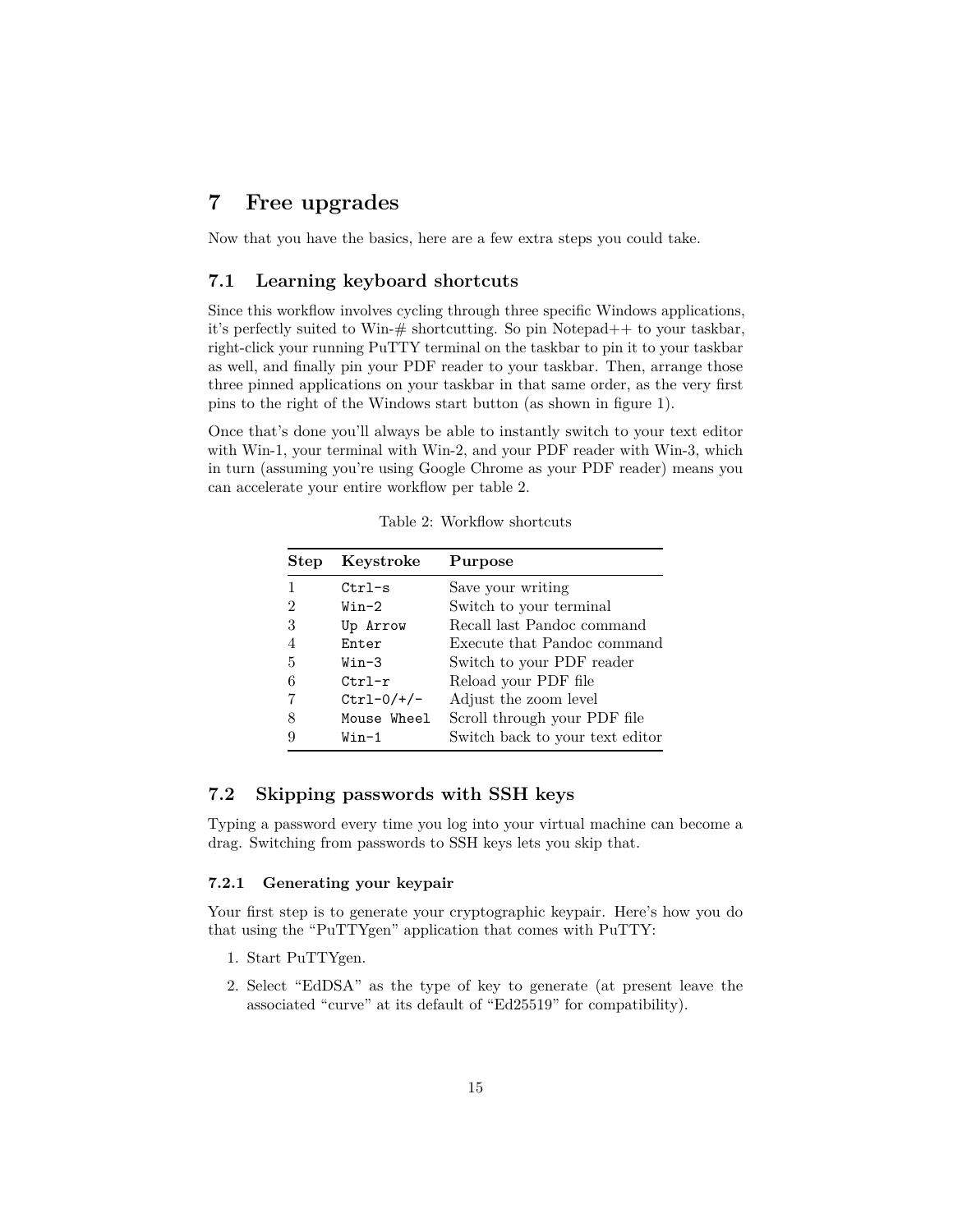# 7 Free upgrades

Now that you have the basics, here are a few extra steps you could take.

## 7.1 Learning keyboard shortcuts

Since this workflow involves cycling through three specific Windows applications, it's perfectly suited to Win-# shortcutting. So pin Notepad++ to your taskbar, right-click your running PuTTY terminal on the taskbar to pin it to your taskbar as well, and finally pin your PDF reader to your taskbar. Then, arrange those three pinned applications on your taskbar in that same order, as the very first pins to the right of the Windows start button (as shown in figure 1).

Once that's done you'll always be able to instantly switch to your text editor with Win-1, your terminal with Win-2, and your PDF reader with Win-3, which in turn (assuming you're using Google Chrome as your PDF reader) means you can accelerate your entire workflow per table 2.

Table 2: Workflow shortcuts

| Step | Keystroke | Purpose |
|---|---|---|
| 1 | `Ctrl-s` | Save your writing |
| 2 | `Win-2` | Switch to your terminal |
| 3 | `Up Arrow` | Recall last Pandoc command |
| 4 | `Enter` | Execute that Pandoc command |
| 5 | `Win-3` | Switch to your PDF reader |
| 6 | `Ctrl-r` | Reload your PDF file |
| 7 | `Ctrl-0/+/-` | Adjust the zoom level |
| 8 | `Mouse Wheel` | Scroll through your PDF file |
| 9 | `Win-1` | Switch back to your text editor |

## 7.2 Skipping passwords with SSH keys

Typing a password every time you log into your virtual machine can become a drag. Switching from passwords to SSH keys lets you skip that.

### 7.2.1 Generating your keypair

Your first step is to generate your cryptographic keypair. Here's how you do that using the "PuTTYgen" application that comes with PuTTY:

1. Start PuTTYgen.
2. Select "EdDSA" as the type of key to generate (at present leave the associated "curve" at its default of "Ed25519" for compatibility).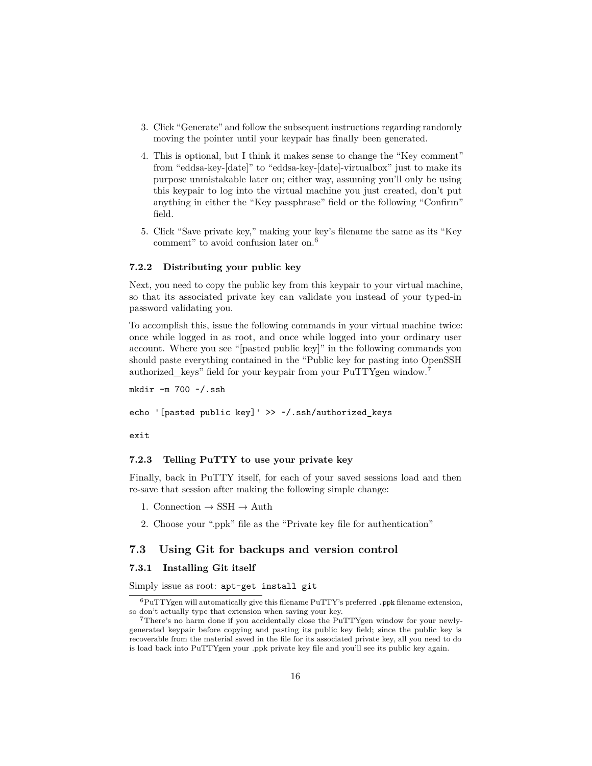3. Click "Generate" and follow the subsequent instructions regarding randomly moving the pointer until your keypair has finally been generated.

4. This is optional, but I think it makes sense to change the "Key comment" from "eddsa-key-[date]" to "eddsa-key-[date]-virtualbox" just to make its purpose unmistakable later on; either way, assuming you'll only be using this keypair to log into the virtual machine you just created, don't put anything in either the "Key passphrase" field or the following "Confirm" field.

5. Click "Save private key," making your key's filename the same as its "Key comment" to avoid confusion later on.[6]

### 7.2.2 Distributing your public key

Next, you need to copy the public key from this keypair to your virtual machine, so that its associated private key can validate you instead of your typed-in password validating you.

To accomplish this, issue the following commands in your virtual machine twice: once while logged in as root, and once while logged into your ordinary user account. Where you see "[pasted public key]" in the following commands you should paste everything contained in the "Public key for pasting into OpenSSH authorized_keys" field for your keypair from your PuTTYgen window.[7]

```
mkdir -m 700 ~/.ssh

echo '[pasted public key]' >> ~/.ssh/authorized_keys

exit
```

### 7.2.3 Telling PuTTY to use your private key

Finally, back in PuTTY itself, for each of your saved sessions load and then re-save that session after making the following simple change:

1. Connection → SSH → Auth

2. Choose your ".ppk" file as the "Private key file for authentication"

## 7.3 Using Git for backups and version control

### 7.3.1 Installing Git itself

Simply issue as root: `apt-get install git`

---

[6] PuTTYgen will automatically give this filename PuTTY's preferred `.ppk` filename extension, so don't actually type that extension when saving your key.

[7] There's no harm done if you accidentally close the PuTTYgen window for your newly-generated keypair before copying and pasting its public key field; since the public key is recoverable from the material saved in the file for its associated private key, all you need to do is load back into PuTTYgen your .ppk private key file and you'll see its public key again.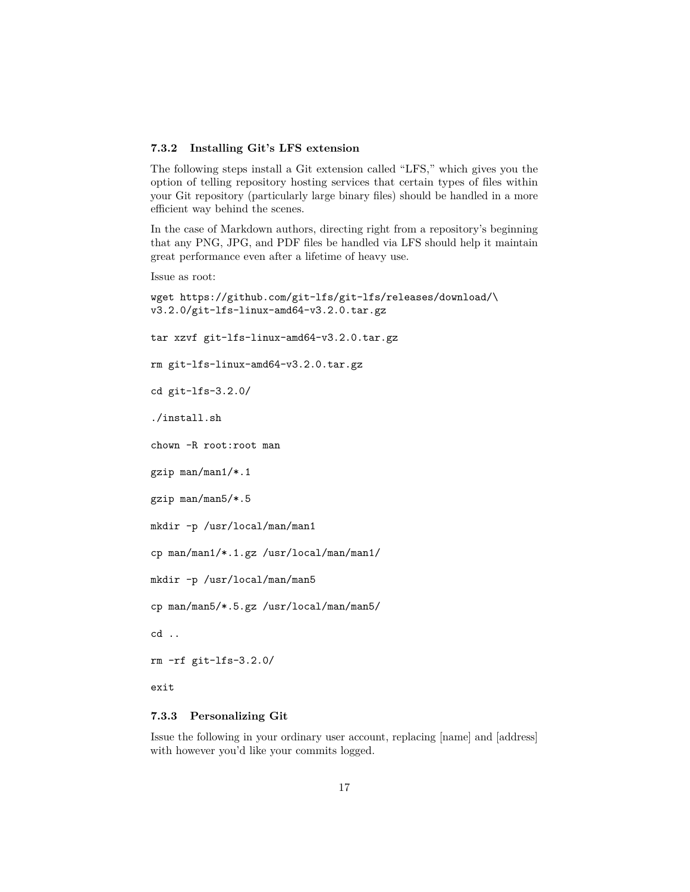### 7.3.2 Installing Git's LFS extension

The following steps install a Git extension called "LFS," which gives you the option of telling repository hosting services that certain types of files within your Git repository (particularly large binary files) should be handled in a more efficient way behind the scenes.

In the case of Markdown authors, directing right from a repository's beginning that any PNG, JPG, and PDF files be handled via LFS should help it maintain great performance even after a lifetime of heavy use.

Issue as root:

```
wget https://github.com/git-lfs/git-lfs/releases/download/\
v3.2.0/git-lfs-linux-amd64-v3.2.0.tar.gz

tar xzvf git-lfs-linux-amd64-v3.2.0.tar.gz

rm git-lfs-linux-amd64-v3.2.0.tar.gz

cd git-lfs-3.2.0/

./install.sh

chown -R root:root man

gzip man/man1/*.1

gzip man/man5/*.5

mkdir -p /usr/local/man/man1

cp man/man1/*.1.gz /usr/local/man/man1/

mkdir -p /usr/local/man/man5

cp man/man5/*.5.gz /usr/local/man/man5/

cd ..

rm -rf git-lfs-3.2.0/

exit
```

### 7.3.3 Personalizing Git

Issue the following in your ordinary user account, replacing [name] and [address] with however you'd like your commits logged.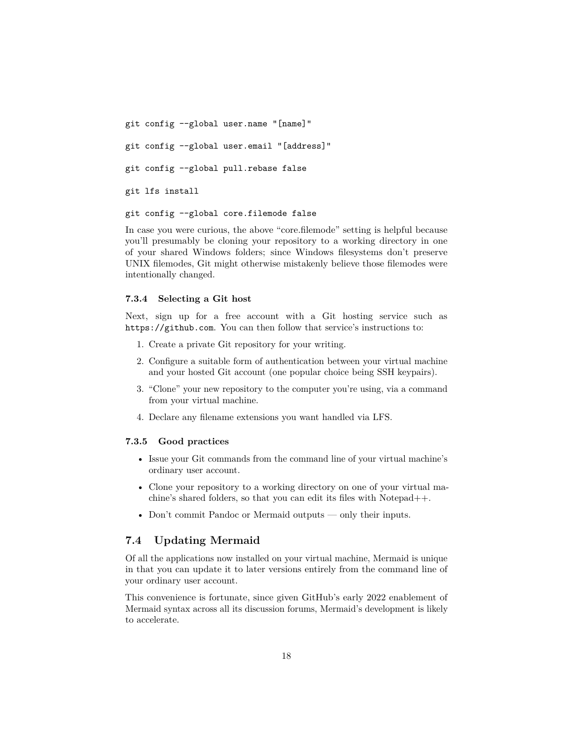```
git config --global user.name "[name]"

git config --global user.email "[address]"

git config --global pull.rebase false

git lfs install

git config --global core.filemode false
```

In case you were curious, the above "core.filemode" setting is helpful because you'll presumably be cloning your repository to a working directory in one of your shared Windows folders; since Windows filesystems don't preserve UNIX filemodes, Git might otherwise mistakenly believe those filemodes were intentionally changed.

### 7.3.4 Selecting a Git host

Next, sign up for a free account with a Git hosting service such as `https://github.com`. You can then follow that service's instructions to:

1. Create a private Git repository for your writing.
2. Configure a suitable form of authentication between your virtual machine and your hosted Git account (one popular choice being SSH keypairs).
3. "Clone" your new repository to the computer you're using, via a command from your virtual machine.
4. Declare any filename extensions you want handled via LFS.

### 7.3.5 Good practices

- Issue your Git commands from the command line of your virtual machine's ordinary user account.
- Clone your repository to a working directory on one of your virtual machine's shared folders, so that you can edit its files with Notepad++.
- Don't commit Pandoc or Mermaid outputs — only their inputs.

## 7.4 Updating Mermaid

Of all the applications now installed on your virtual machine, Mermaid is unique in that you can update it to later versions entirely from the command line of your ordinary user account.

This convenience is fortunate, since given GitHub's early 2022 enablement of Mermaid syntax across all its discussion forums, Mermaid's development is likely to accelerate.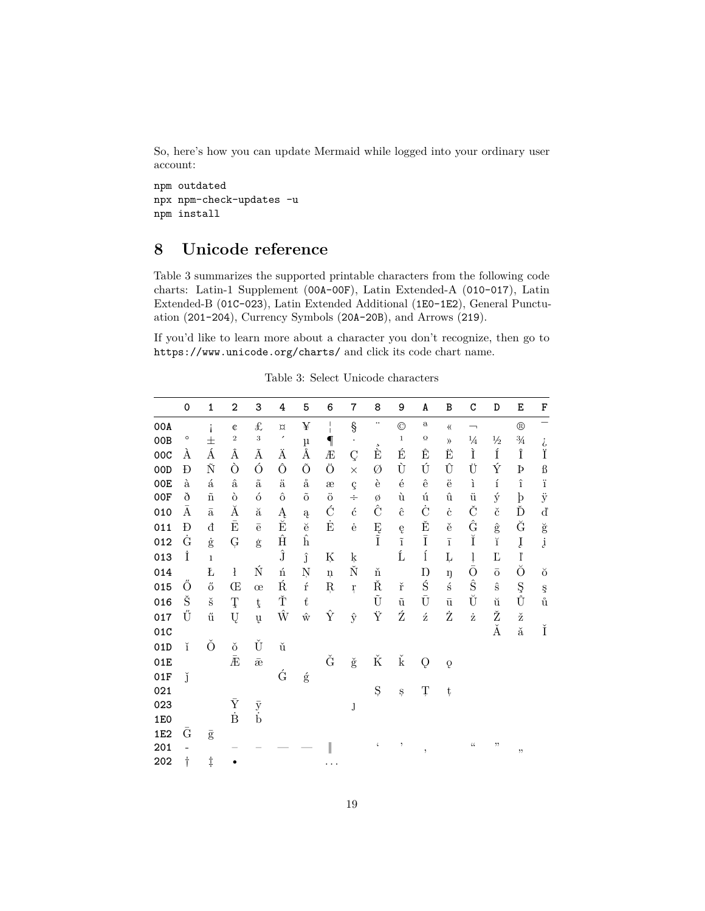So, here's how you can update Mermaid while logged into your ordinary user account:

```
npm outdated
npx npm-check-updates -u
npm install
```

# 8 Unicode reference

Table 3 summarizes the supported printable characters from the following code charts: Latin-1 Supplement (00A-00F), Latin Extended-A (010-017), Latin Extended-B (01C-023), Latin Extended Additional (1E0-1E2), General Punctuation (201-204), Currency Symbols (20A-20B), and Arrows (219).

If you'd like to learn more about a character you don't recognize, then go to https://www.unicode.org/charts/ and click its code chart name.

Table 3: Select Unicode characters

| | 0 | 1 | 2 | 3 | 4 | 5 | 6 | 7 | 8 | 9 | A | B | C | D | E | F |
|---|---|---|---|---|---|---|---|---|---|---|---|---|---|---|---|---|
| 00A | | ¡ | ¢ | £ | ¤ | ¥ | ¦ | § | ¨ | © | ª | « | ¬ | | ® | ¯ |
| 00B | ° | ± | ² | ³ | ´ | µ | ¶ | · | ¸ | ¹ | º | » | ¼ | ½ | ¾ | ¿ |
| 00C | À | Á | Â | Ã | Ä | Å | Æ | Ç | È | É | Ê | Ë | Ì | Í | Î | Ï |
| 00D | Ð | Ñ | Ò | Ó | Ô | Õ | Ö | × | Ø | Ù | Ú | Û | Ü | Ý | Þ | ß |
| 00E | à | á | â | ã | ä | å | æ | ç | è | é | ê | ë | ì | í | î | ï |
| 00F | ð | ñ | ò | ó | ô | õ | ö | ÷ | ø | ù | ú | û | ü | ý | þ | ÿ |
| 010 | Ā | ā | Ă | ă | Ą | ą | Ć | ć | Ĉ | ĉ | Ċ | ċ | Č | č | Ď | ď |
| 011 | Đ | đ | Ē | ē | Ĕ | ĕ | Ė | ė | Ę | ę | Ě | ě | Ĝ | ĝ | Ğ | ğ |
| 012 | Ġ | ġ | Ģ | ģ | Ĥ | ĥ | | | Ĩ | ĩ | Ī | ī | Ĭ | ĭ | Į | į |
| 013 | İ | ı | | | Ĵ | ĵ | Ķ | ķ | | Ĺ | ĺ | Ļ | ļ | Ľ | ľ | |
| 014 | | Ł | ł | Ń | ń | Ņ | ņ | Ň | ň | | Ŋ | ŋ | Ō | ō | Ŏ | ŏ |
| 015 | Ő | ő | Œ | œ | Ŕ | ŕ | Ŗ | ŗ | Ř | ř | Ś | ś | Ŝ | ŝ | Ş | ş |
| 016 | Š | š | Ţ | ţ | Ť | ť | | | Ũ | ũ | Ū | ū | Ŭ | ŭ | Ů | ů |
| 017 | Ű | ű | Ų | ų | Ŵ | ŵ | Ŷ | ŷ | Ÿ | Ź | ź | Ż | ż | Ž | ž | |
| 01C | | | | | | | | | | | | | | Ǎ | ǎ | Ǐ |
| 01D | ǐ | Ǒ | ǒ | Ǔ | ǔ | | | | | | | | | | | |
| 01E | | | Ǣ | ǣ | | | Ǧ | ǧ | Ǩ | ǩ | Ǫ | ǫ | | | | |
| 01F | ǰ | | | | Ǵ | ǵ | | | | | | | | | | |
| 021 | | | | | | | | | Ș | ș | Ț | ț | | | | |
| 023 | | | Ȳ | ȳ | | | | ȷ | | | | | | | | |
| 1E0 | | | Ḃ | ḃ | | | | | | | | | | | | |
| 1E2 | Ḡ | ḡ | | | | | | | | | | | | | | |
| 201 | ‐ | | ‒ | – | — | ― | ‖ | | ‘ | ’ | ‚ | | “ | ” | „ | |
| 202 | † | ‡ | • | | | | … | | | | | | | | | |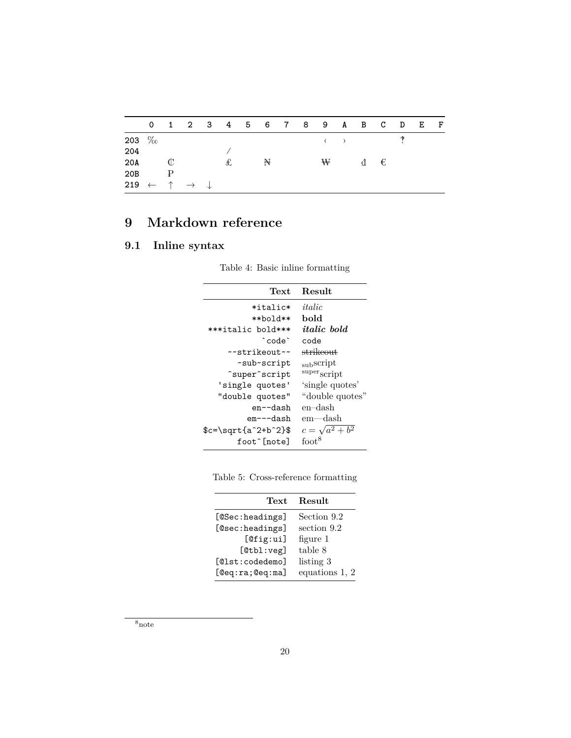| | 0 | 1 | 2 | 3 | 4 | 5 | 6 | 7 | 8 | 9 | A | B | C | D | E | F |
|---|---|---|---|---|---|---|---|---|---|---|---|---|---|---|---|---|
| 203 | ‰ | | | | | | | | | ‹ | › | | | ‽ | | |
| 204 | | | | | ⁄ | | | | | | | | | | | |
| 20A | | ₡ | | | ₤ | | ₦ | | | ₩ | | ₫ | € | | | |
| 20B | | ₱ | | | | | | | | | | | | | | |
| 219 | ← | ↑ | → | ↓ | | | | | | | | | | | | |

# 9 Markdown reference

## 9.1 Inline syntax

Table 4: Basic inline formatting

| Text | Result |
|---:|---|
| `*italic*` | *italic* |
| `**bold**` | **bold** |
| `***italic bold***` | ***italic bold*** |
| `` `code` `` | `code` |
| `~~strikeout~~` | ~~strikeout~~ |
| `~sub~script` | $_{\text{sub}}$script |
| `^super^script` | $^{\text{super}}$script |
| `'single quotes'` | 'single quotes' |
| `"double quotes"` | "double quotes" |
| `en--dash` | en–dash |
| `em---dash` | em—dash |
| `$c=\sqrt{a^2+b^2}$` | $c = \sqrt{a^2 + b^2}$ |
| `foot^[note]` | foot[8] |

Table 5: Cross-reference formatting

| Text | Result |
|---:|---|
| `[@Sec:headings]` | Section 9.2 |
| `[@sec:headings]` | section 9.2 |
| `[@fig:ui]` | figure 1 |
| `[@tbl:veg]` | table 8 |
| `[@lst:codedemo]` | listing 3 |
| `[@eq:ra;@eq:ma]` | equations 1, 2 |

[8] note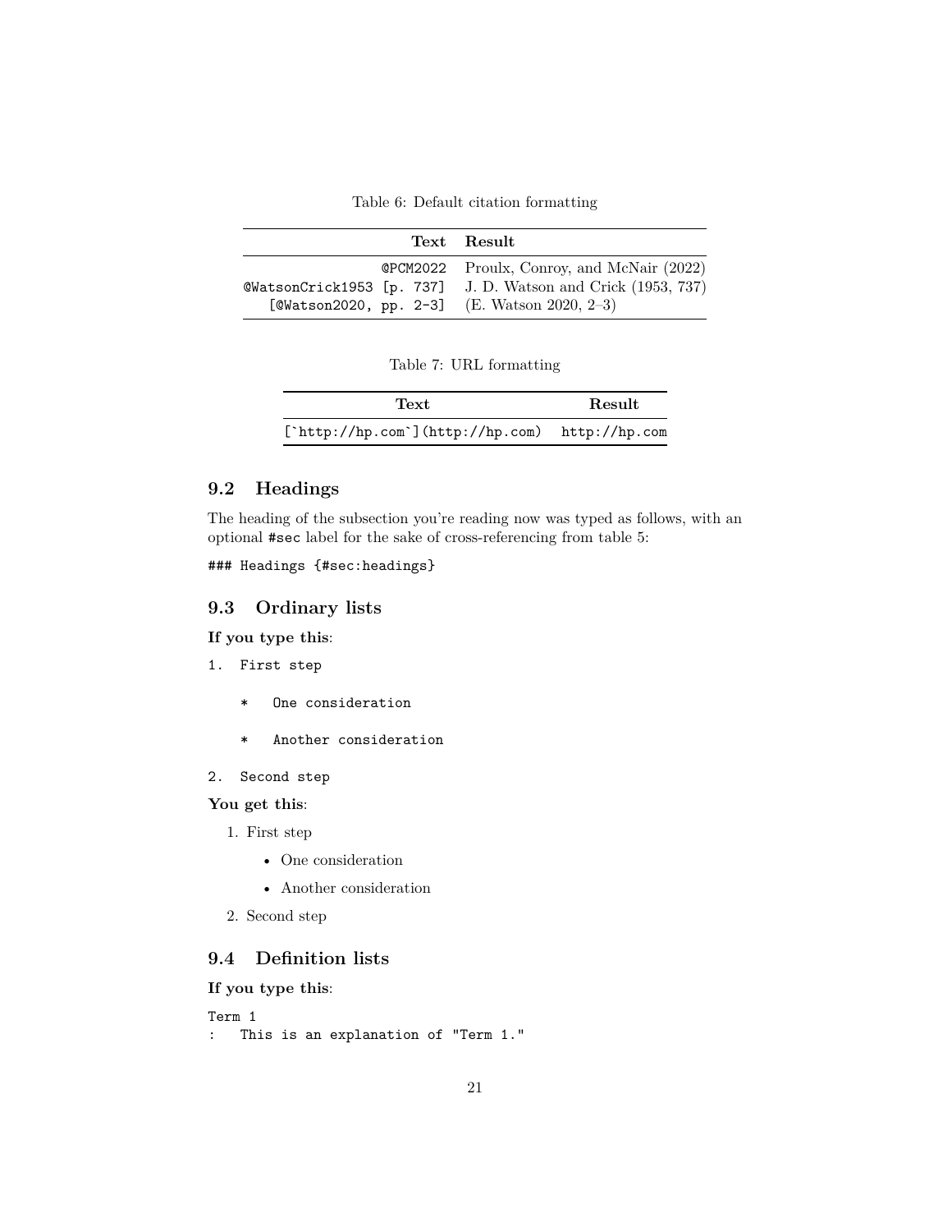Table 6: Default citation formatting

| Text | Result |
|---|---|
| `@PCM2022` | Proulx, Conroy, and McNair (2022) |
| `@WatsonCrick1953 [p. 737]` | J. D. Watson and Crick (1953, 737) |
| `[@Watson2020, pp. 2-3]` | (E. Watson 2020, 2–3) |

Table 7: URL formatting

| Text | Result |
|---|---|
| ``[`http://hp.com`](http://hp.com)`` | `http://hp.com` |

### 9.2 Headings

The heading of the subsection you're reading now was typed as follows, with an optional `#sec` label for the sake of cross-referencing from table 5:

```
### Headings {#sec:headings}
```

### 9.3 Ordinary lists

**If you type this**:

```
1.  First step

    *   One consideration

    *   Another consideration

2.  Second step
```

**You get this**:

1. First step

    - One consideration

    - Another consideration

2. Second step

### 9.4 Definition lists

**If you type this**:

```
Term 1
:   This is an explanation of "Term 1."
```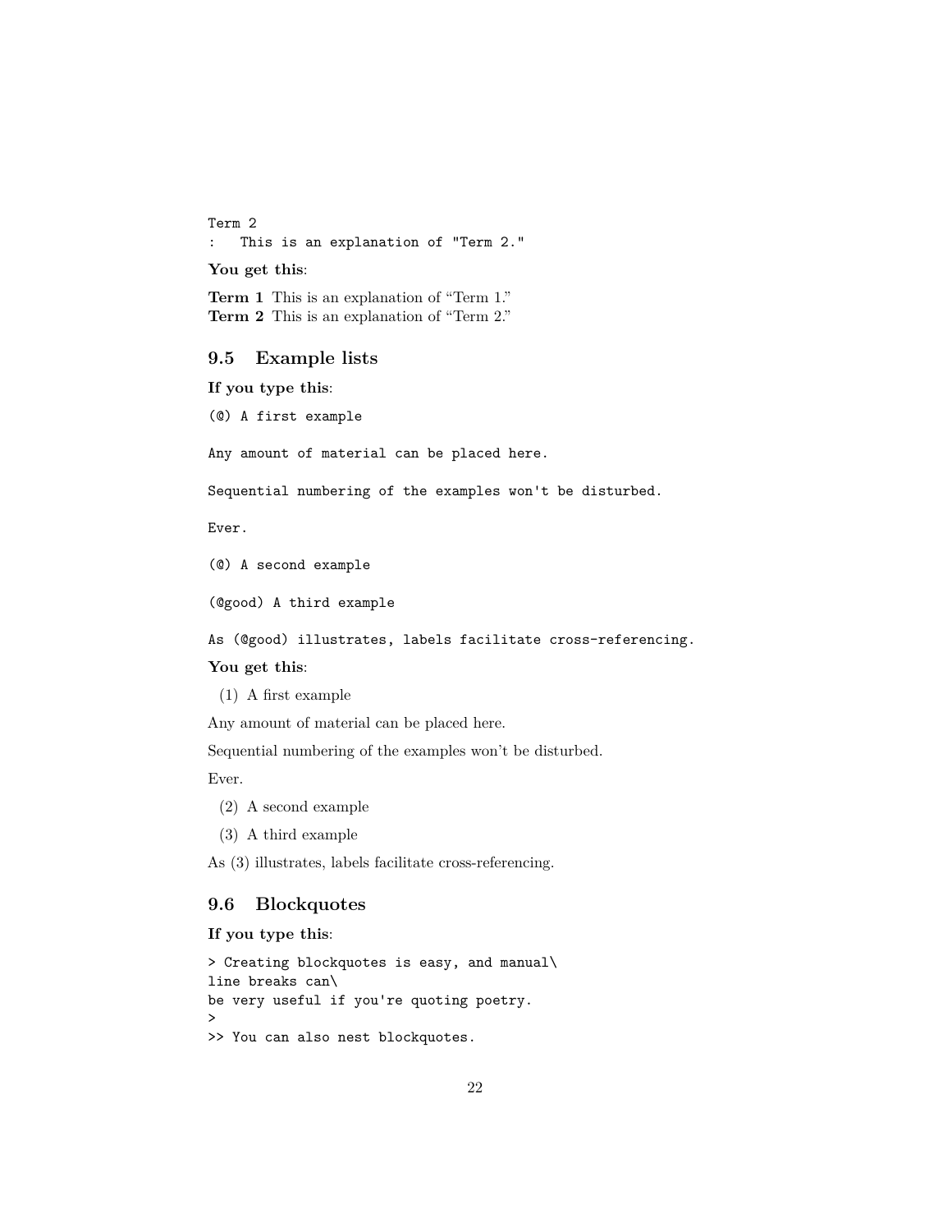```
Term 2
:   This is an explanation of "Term 2."
```

**You get this**:

**Term 1** This is an explanation of “Term 1.”
**Term 2** This is an explanation of “Term 2.”

### 9.5 Example lists

**If you type this**:

```
(@) A first example

Any amount of material can be placed here.

Sequential numbering of the examples won't be disturbed.

Ever.

(@) A second example

(@good) A third example

As (@good) illustrates, labels facilitate cross-referencing.
```

**You get this**:

(1) A first example

Any amount of material can be placed here.

Sequential numbering of the examples won’t be disturbed.

Ever.

(2) A second example

(3) A third example

As (3) illustrates, labels facilitate cross-referencing.

### 9.6 Blockquotes

**If you type this**:

```
> Creating blockquotes is easy, and manual\
line breaks can\
be very useful if you're quoting poetry.
>
>> You can also nest blockquotes.
```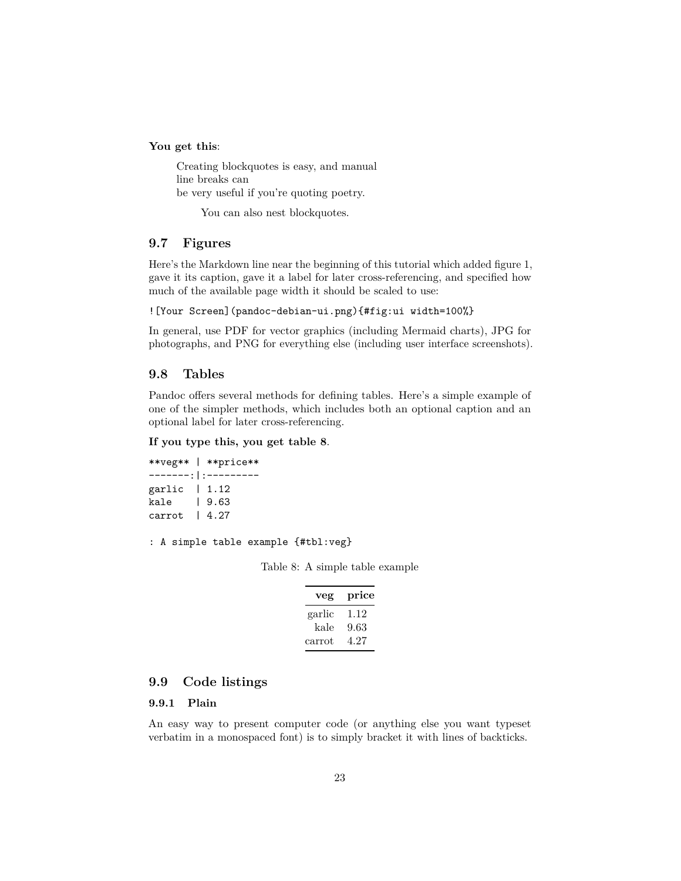**You get this**:

> Creating blockquotes is easy, and manual
> line breaks can
> be very useful if you're quoting poetry.
>
> > You can also nest blockquotes.

## 9.7 Figures

Here's the Markdown line near the beginning of this tutorial which added figure 1, gave it its caption, gave it a label for later cross-referencing, and specified how much of the available page width it should be scaled to use:

```
![Your Screen](pandoc-debian-ui.png){#fig:ui width=100%}
```

In general, use PDF for vector graphics (including Mermaid charts), JPG for photographs, and PNG for everything else (including user interface screenshots).

## 9.8 Tables

Pandoc offers several methods for defining tables. Here's a simple example of one of the simpler methods, which includes both an optional caption and an optional label for later cross-referencing.

**If you type this, you get table 8**.

```
**veg** | **price**
-------:|:---------
garlic  | 1.12
kale    | 9.63
carrot  | 4.27

: A simple table example {#tbl:veg}
```

Table 8: A simple table example

| **veg** | **price** |
|---:|:---|
| garlic | 1.12 |
| kale | 9.63 |
| carrot | 4.27 |

## 9.9 Code listings

### 9.9.1 Plain

An easy way to present computer code (or anything else you want typeset verbatim in a monospaced font) is to simply bracket it with lines of backticks.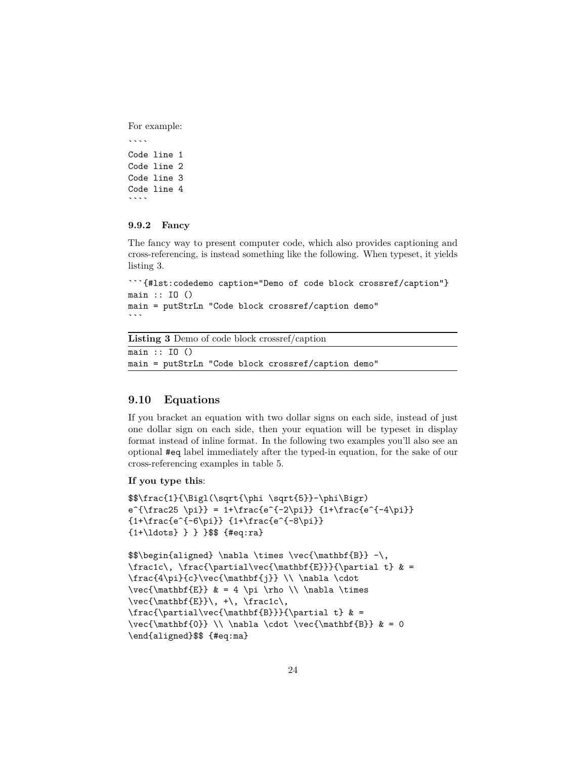For example:

~~~
````
Code line 1
Code line 2
Code line 3
Code line 4
````
~~~

### 9.9.2 Fancy

The fancy way to present computer code, which also provides captioning and cross-referencing, is instead something like the following. When typeset, it yields listing 3.

~~~
```{#lst:codedemo caption="Demo of code block crossref/caption"}
main :: IO ()
main = putStrLn "Code block crossref/caption demo"
```
~~~

**Listing 3** Demo of code block crossref/caption

```
main :: IO ()
main = putStrLn "Code block crossref/caption demo"
```

## 9.10 Equations

If you bracket an equation with two dollar signs on each side, instead of just one dollar sign on each side, then your equation will be typeset in display format instead of inline format. In the following two examples you'll also see an optional `#eq` label immediately after the typed-in equation, for the sake of our cross-referencing examples in table 5.

**If you type this**:

```
$$\frac{1}{\Bigl(\sqrt{\phi \sqrt{5}}-\phi\Bigr)
e^{\frac25 \pi}} = 1+\frac{e^{-2\pi}} {1+\frac{e^{-4\pi}}
{1+\frac{e^{-6\pi}} {1+\frac{e^{-8\pi}}
{1+\ldots} } } }$$ {#eq:ra}

$$\begin{aligned} \nabla \times \vec{\mathbf{B}} -\,
\frac1c\, \frac{\partial\vec{\mathbf{E}}}{\partial t} & =
\frac{4\pi}{c}\vec{\mathbf{j}} \\ \nabla \cdot
\vec{\mathbf{E}} & = 4 \pi \rho \\ \nabla \times
\vec{\mathbf{E}}\, +\, \frac1c\,
\frac{\partial\vec{\mathbf{B}}}{\partial t} & =
\vec{\mathbf{0}} \\ \nabla \cdot \vec{\mathbf{B}} & = 0
\end{aligned}$$ {#eq:ma}
```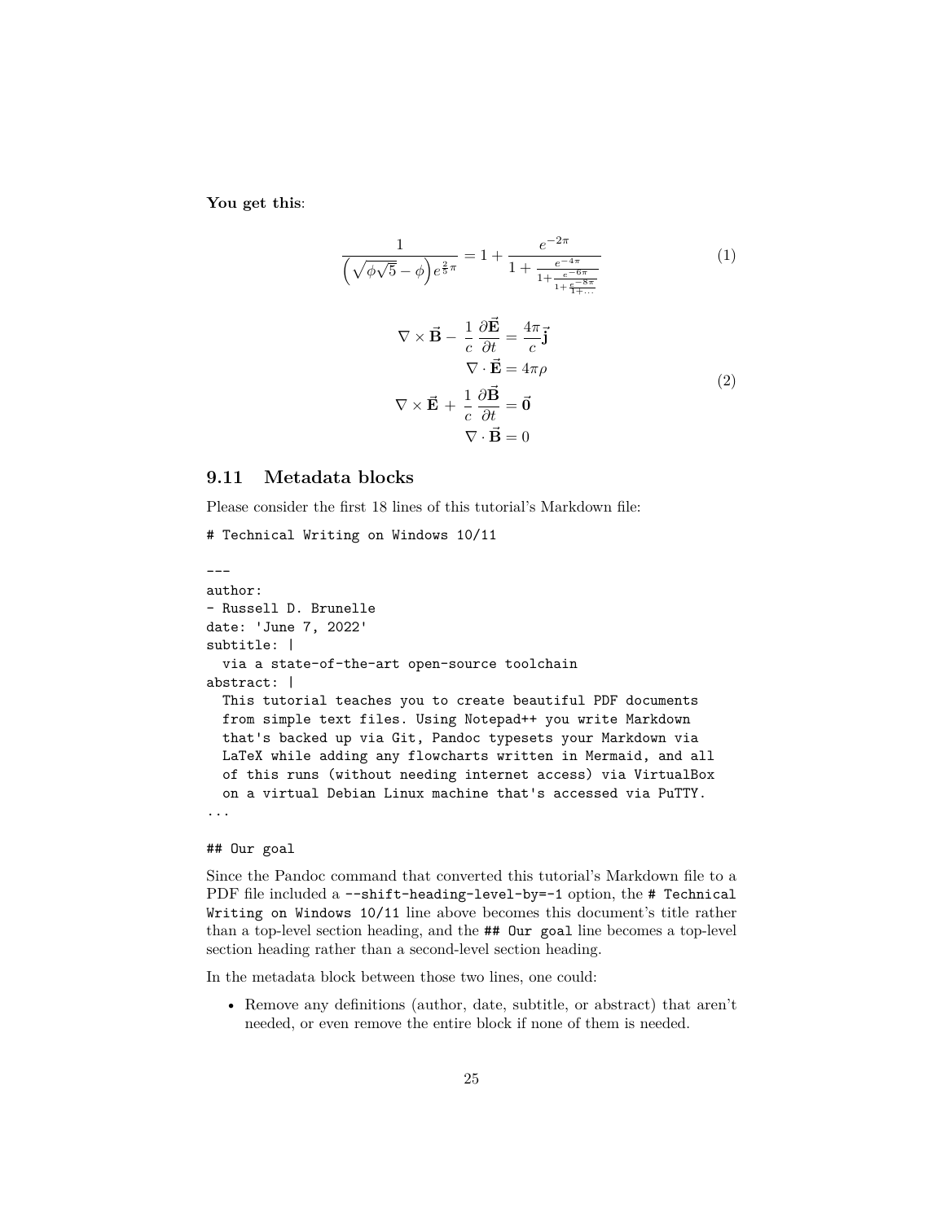**You get this**:

$$\frac{1}{\left(\sqrt{\phi\sqrt{5}}-\phi\right)e^{\frac{2}{5}\pi}} = 1+\frac{e^{-2\pi}}{1+\frac{e^{-4\pi}}{1+\frac{e^{-6\pi}}{1+\frac{e^{-8\pi}}{1+\cdots}}}} \tag{1}$$

$$\begin{aligned}
\nabla \times \vec{\mathbf{B}} -\, \frac{1}{c}\, \frac{\partial\vec{\mathbf{E}}}{\partial t} & = \frac{4\pi}{c}\vec{\mathbf{j}} \\
\nabla \cdot \vec{\mathbf{E}} & = 4 \pi \rho \\
\nabla \times \vec{\mathbf{E}}\, +\, \frac{1}{c}\, \frac{\partial\vec{\mathbf{B}}}{\partial t} & = \vec{\mathbf{0}} \\
\nabla \cdot \vec{\mathbf{B}} & = 0
\end{aligned} \tag{2}$$

## 9.11 Metadata blocks

Please consider the first 18 lines of this tutorial's Markdown file:

```
# Technical Writing on Windows 10/11

---
author:
- Russell D. Brunelle
date: 'June 7, 2022'
subtitle: |
  via a state-of-the-art open-source toolchain
abstract: |
  This tutorial teaches you to create beautiful PDF documents
  from simple text files. Using Notepad++ you write Markdown
  that's backed up via Git, Pandoc typesets your Markdown via
  LaTeX while adding any flowcharts written in Mermaid, and all
  of this runs (without needing internet access) via VirtualBox
  on a virtual Debian Linux machine that's accessed via PuTTY.
...

## Our goal
```

Since the Pandoc command that converted this tutorial's Markdown file to a PDF file included a `--shift-heading-level-by=-1` option, the `# Technical Writing on Windows 10/11` line above becomes this document's title rather than a top-level section heading, and the `## Our goal` line becomes a top-level section heading rather than a second-level section heading.

In the metadata block between those two lines, one could:

- Remove any definitions (author, date, subtitle, or abstract) that aren't needed, or even remove the entire block if none of them is needed.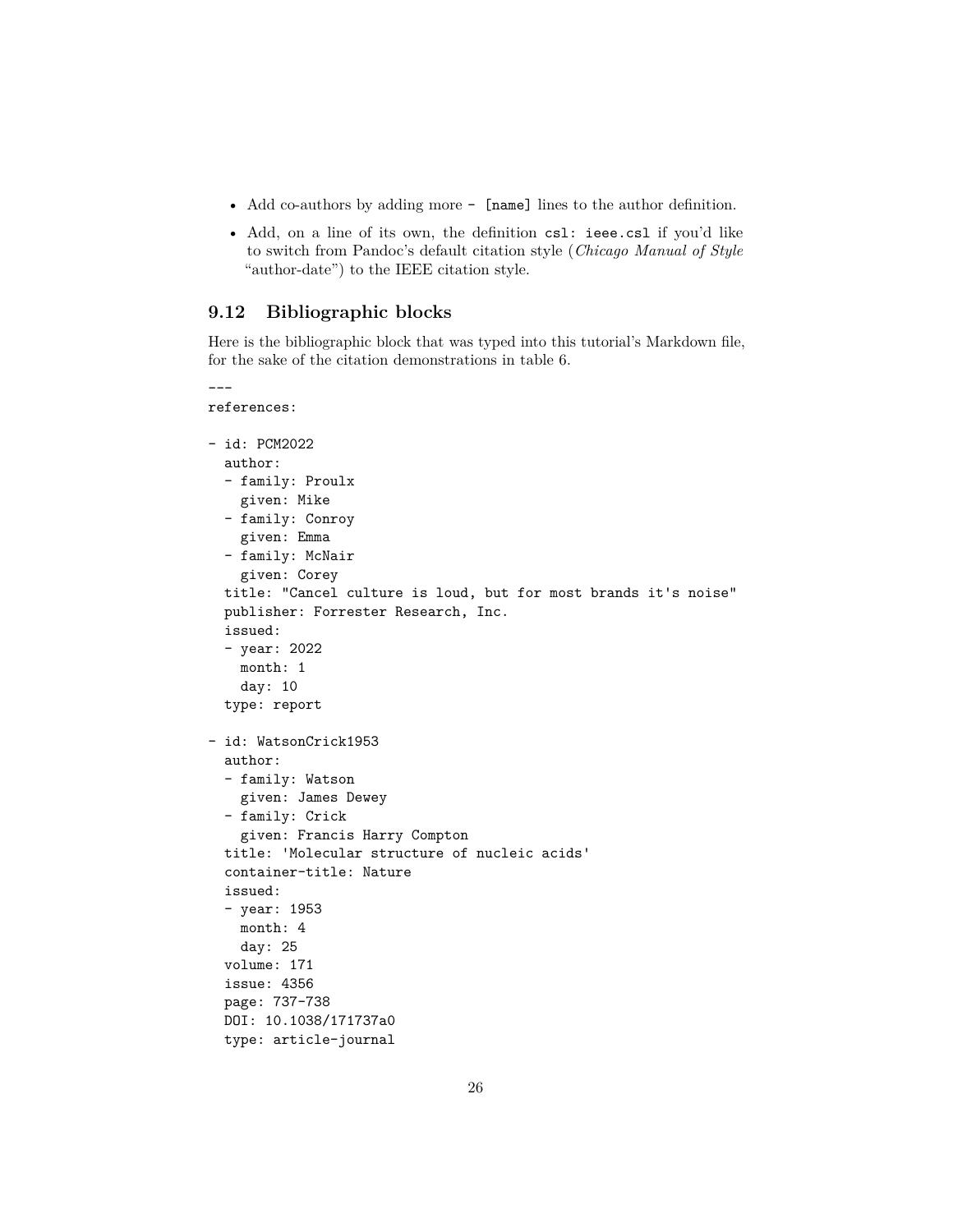- Add co-authors by adding more `- [name]` lines to the author definition.
- Add, on a line of its own, the definition `csl: ieee.csl` if you'd like to switch from Pandoc's default citation style (*Chicago Manual of Style* "author-date") to the IEEE citation style.

### 9.12 Bibliographic blocks

Here is the bibliographic block that was typed into this tutorial's Markdown file, for the sake of the citation demonstrations in table 6.

```
---
references:

- id: PCM2022
  author:
  - family: Proulx
    given: Mike
  - family: Conroy
    given: Emma
  - family: McNair
    given: Corey
  title: "Cancel culture is loud, but for most brands it's noise"
  publisher: Forrester Research, Inc.
  issued:
  - year: 2022
    month: 1
    day: 10
  type: report

- id: WatsonCrick1953
  author:
  - family: Watson
    given: James Dewey
  - family: Crick
    given: Francis Harry Compton
  title: 'Molecular structure of nucleic acids'
  container-title: Nature
  issued:
  - year: 1953
    month: 4
    day: 25
  volume: 171
  issue: 4356
  page: 737-738
  DOI: 10.1038/171737a0
  type: article-journal
```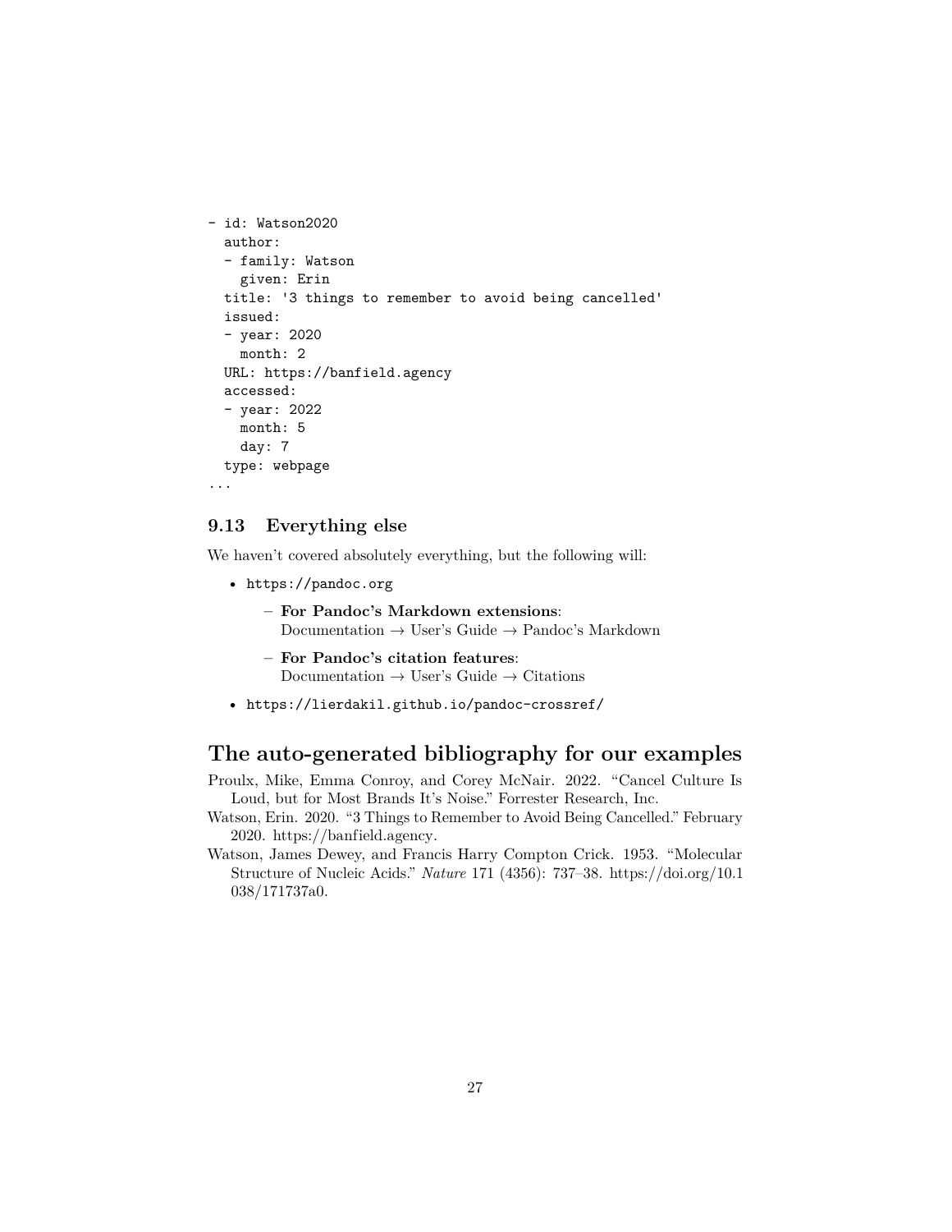```
- id: Watson2020
  author:
  - family: Watson
    given: Erin
  title: '3 things to remember to avoid being cancelled'
  issued:
  - year: 2020
    month: 2
  URL: https://banfield.agency
  accessed:
  - year: 2022
    month: 5
    day: 7
  type: webpage
...
```

### 9.13 Everything else

We haven't covered absolutely everything, but the following will:

- `https://pandoc.org`
  - **For Pandoc's Markdown extensions**:
    Documentation → User's Guide → Pandoc's Markdown
  - **For Pandoc's citation features**:
    Documentation → User's Guide → Citations
- `https://lierdakil.github.io/pandoc-crossref/`

## The auto-generated bibliography for our examples

Proulx, Mike, Emma Conroy, and Corey McNair. 2022. "Cancel Culture Is Loud, but for Most Brands It's Noise." Forrester Research, Inc.

Watson, Erin. 2020. "3 Things to Remember to Avoid Being Cancelled." February 2020. https://banfield.agency.

Watson, James Dewey, and Francis Harry Compton Crick. 1953. "Molecular Structure of Nucleic Acids." *Nature* 171 (4356): 737–38. https://doi.org/10.1038/171737a0.